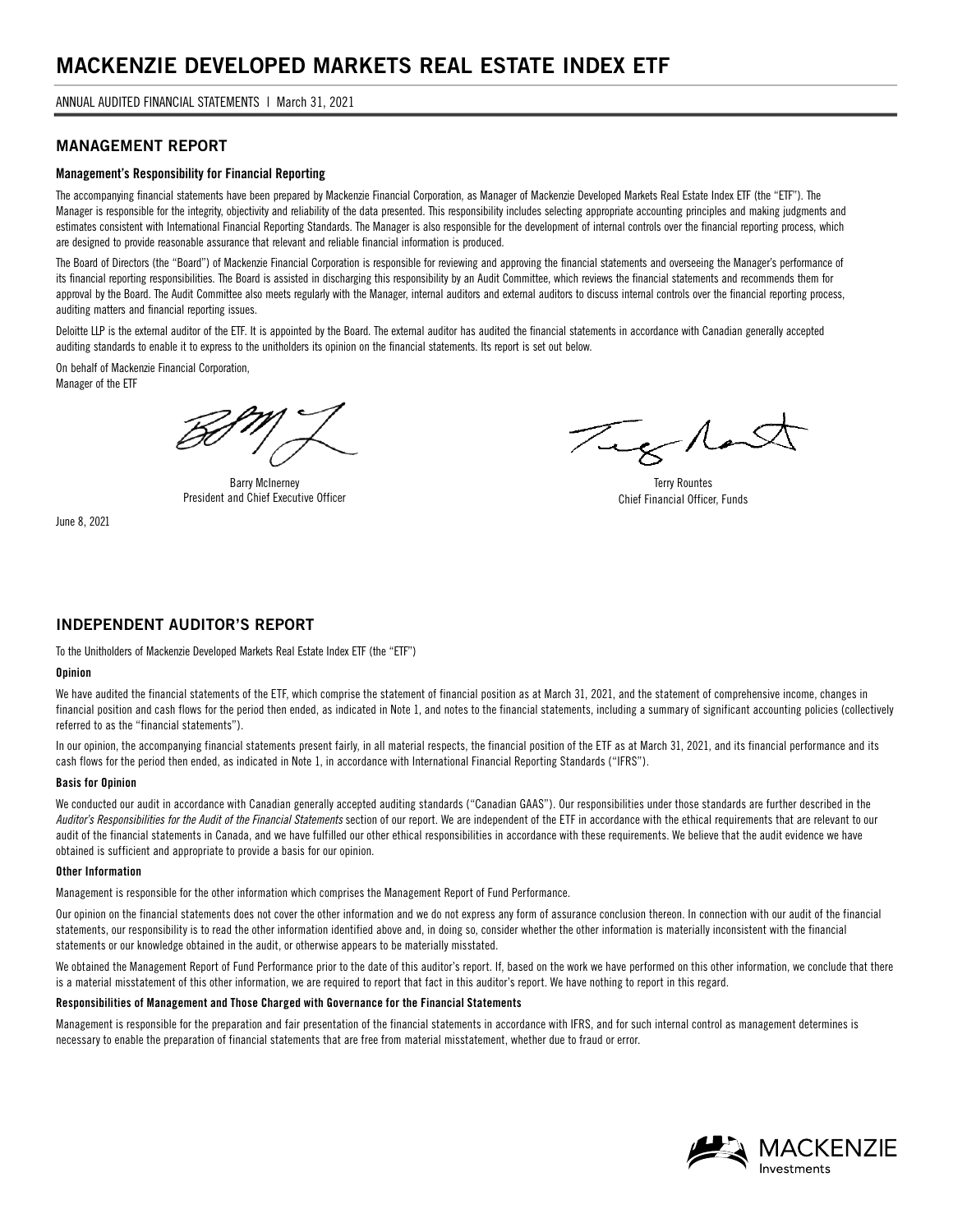# MACKENZIE DEVELOPED MARKETS REAL ESTATE INDEX ETF

ANNUAL AUDITED FINANCIAL STATEMENTS | March 31, 2021

## MANAGEMENT REPORT

### Management's Responsibility for Financial Reporting

The accompanying financial statements have been prepared by Mackenzie Financial Corporation, as Manager of Mackenzie Developed Markets Real Estate Index ETF (the "ETF"). The Manager is responsible for the integrity, objectivity and reliability of the data presented. This responsibility includes selecting appropriate accounting principles and making judgments and estimates consistent with International Financial Reporting Standards. The Manager is also responsible for the development of internal controls over the financial reporting process, which are designed to provide reasonable assurance that relevant and reliable financial information is produced.

The Board of Directors (the "Board") of Mackenzie Financial Corporation is responsible for reviewing and approving the financial statements and overseeing the Manager's performance of its financial reporting responsibilities. The Board is assisted in discharging this responsibility by an Audit Committee, which reviews the financial statements and recommends them for approval by the Board. The Audit Committee also meets regularly with the Manager, internal auditors and external auditors to discuss internal controls over the financial reporting process, auditing matters and financial reporting issues.

Deloitte LLP is the external auditor of the ETF. It is appointed by the Board. The external auditor has audited the financial statements in accordance with Canadian generally accepted auditing standards to enable it to express to the unitholders its opinion on the financial statements. Its report is set out below.

On behalf of Mackenzie Financial Corporation,
Manager of the ETF

Barry McInerney
President and Chief Executive Officer

Terry Rountes
Chief Financial Officer, Funds

June 8, 2021

## INDEPENDENT AUDITOR'S REPORT

To the Unitholders of Mackenzie Developed Markets Real Estate Index ETF (the "ETF")

### Opinion

We have audited the financial statements of the ETF, which comprise the statement of financial position as at March 31, 2021, and the statement of comprehensive income, changes in financial position and cash flows for the period then ended, as indicated in Note 1, and notes to the financial statements, including a summary of significant accounting policies (collectively referred to as the "financial statements").

In our opinion, the accompanying financial statements present fairly, in all material respects, the financial position of the ETF as at March 31, 2021, and its financial performance and its cash flows for the period then ended, as indicated in Note 1, in accordance with International Financial Reporting Standards ("IFRS").

### Basis for Opinion

We conducted our audit in accordance with Canadian generally accepted auditing standards ("Canadian GAAS"). Our responsibilities under those standards are further described in the *Auditor's Responsibilities for the Audit of the Financial Statements* section of our report. We are independent of the ETF in accordance with the ethical requirements that are relevant to our audit of the financial statements in Canada, and we have fulfilled our other ethical responsibilities in accordance with these requirements. We believe that the audit evidence we have obtained is sufficient and appropriate to provide a basis for our opinion.

### Other Information

Management is responsible for the other information which comprises the Management Report of Fund Performance.

Our opinion on the financial statements does not cover the other information and we do not express any form of assurance conclusion thereon. In connection with our audit of the financial statements, our responsibility is to read the other information identified above and, in doing so, consider whether the other information is materially inconsistent with the financial statements or our knowledge obtained in the audit, or otherwise appears to be materially misstated.

We obtained the Management Report of Fund Performance prior to the date of this auditor's report. If, based on the work we have performed on this other information, we conclude that there is a material misstatement of this other information, we are required to report that fact in this auditor's report. We have nothing to report in this regard.

### Responsibilities of Management and Those Charged with Governance for the Financial Statements

Management is responsible for the preparation and fair presentation of the financial statements in accordance with IFRS, and for such internal control as management determines is necessary to enable the preparation of financial statements that are free from material misstatement, whether due to fraud or error.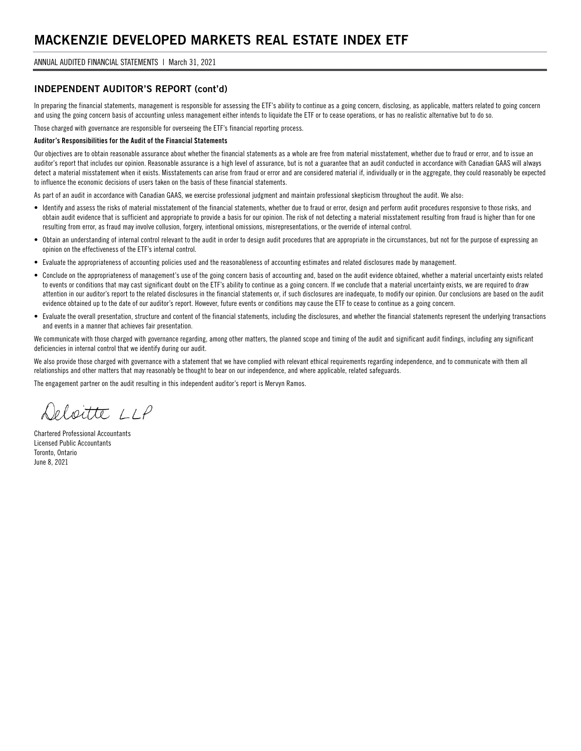## INDEPENDENT AUDITOR'S REPORT (cont'd)

In preparing the financial statements, management is responsible for assessing the ETF's ability to continue as a going concern, disclosing, as applicable, matters related to going concern and using the going concern basis of accounting unless management either intends to liquidate the ETF or to cease operations, or has no realistic alternative but to do so.

Those charged with governance are responsible for overseeing the ETF's financial reporting process.

**Auditor's Responsibilities for the Audit of the Financial Statements**

Our objectives are to obtain reasonable assurance about whether the financial statements as a whole are free from material misstatement, whether due to fraud or error, and to issue an auditor's report that includes our opinion. Reasonable assurance is a high level of assurance, but is not a guarantee that an audit conducted in accordance with Canadian GAAS will always detect a material misstatement when it exists. Misstatements can arise from fraud or error and are considered material if, individually or in the aggregate, they could reasonably be expected to influence the economic decisions of users taken on the basis of these financial statements.

As part of an audit in accordance with Canadian GAAS, we exercise professional judgment and maintain professional skepticism throughout the audit. We also:

- Identify and assess the risks of material misstatement of the financial statements, whether due to fraud or error, design and perform audit procedures responsive to those risks, and obtain audit evidence that is sufficient and appropriate to provide a basis for our opinion. The risk of not detecting a material misstatement resulting from fraud is higher than for one resulting from error, as fraud may involve collusion, forgery, intentional omissions, misrepresentations, or the override of internal control.
- Obtain an understanding of internal control relevant to the audit in order to design audit procedures that are appropriate in the circumstances, but not for the purpose of expressing an opinion on the effectiveness of the ETF's internal control.
- Evaluate the appropriateness of accounting policies used and the reasonableness of accounting estimates and related disclosures made by management.
- Conclude on the appropriateness of management's use of the going concern basis of accounting and, based on the audit evidence obtained, whether a material uncertainty exists related to events or conditions that may cast significant doubt on the ETF's ability to continue as a going concern. If we conclude that a material uncertainty exists, we are required to draw attention in our auditor's report to the related disclosures in the financial statements or, if such disclosures are inadequate, to modify our opinion. Our conclusions are based on the audit evidence obtained up to the date of our auditor's report. However, future events or conditions may cause the ETF to cease to continue as a going concern.
- Evaluate the overall presentation, structure and content of the financial statements, including the disclosures, and whether the financial statements represent the underlying transactions and events in a manner that achieves fair presentation.

We communicate with those charged with governance regarding, among other matters, the planned scope and timing of the audit and significant audit findings, including any significant deficiencies in internal control that we identify during our audit.

We also provide those charged with governance with a statement that we have complied with relevant ethical requirements regarding independence, and to communicate with them all relationships and other matters that may reasonably be thought to bear on our independence, and where applicable, related safeguards.

The engagement partner on the audit resulting in this independent auditor's report is Mervyn Ramos.

Deloitte LLP

Chartered Professional Accountants
Licensed Public Accountants
Toronto, Ontario
June 8, 2021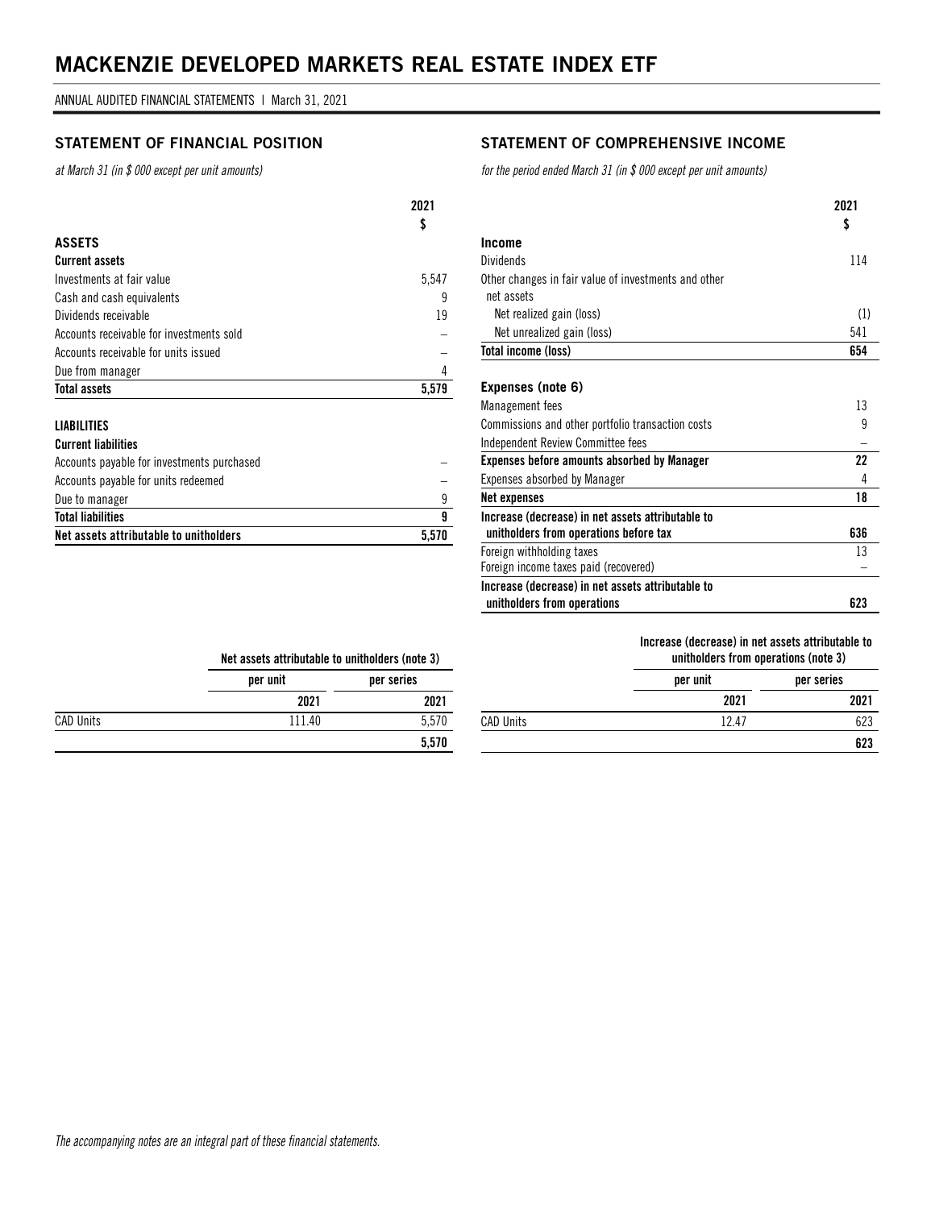# MACKENZIE DEVELOPED MARKETS REAL ESTATE INDEX ETF

ANNUAL AUDITED FINANCIAL STATEMENTS | March 31, 2021

## STATEMENT OF FINANCIAL POSITION

*at March 31 (in $ 000 except per unit amounts)*

| | 2021 |
|---|---|
| | $ |
| **ASSETS** | |
| **Current assets** | |
| Investments at fair value | 5,547 |
| Cash and cash equivalents | 9 |
| Dividends receivable | 19 |
| Accounts receivable for investments sold | – |
| Accounts receivable for units issued | – |
| Due from manager | 4 |
| **Total assets** | **5,579** |
| | |
| **LIABILITIES** | |
| **Current liabilities** | |
| Accounts payable for investments purchased | – |
| Accounts payable for units redeemed | – |
| Due to manager | 9 |
| **Total liabilities** | **9** |
| **Net assets attributable to unitholders** | **5,570** |

| | Net assets attributable to unitholders (note 3) | |
|---|---|---|
| | per unit | per series |
| | 2021 | 2021 |
| CAD Units | 111.40 | 5,570 |
| | | **5,570** |

## STATEMENT OF COMPREHENSIVE INCOME

*for the period ended March 31 (in $ 000 except per unit amounts)*

| | 2021 |
|---|---|
| | $ |
| **Income** | |
| Dividends | 114 |
| Other changes in fair value of investments and other net assets | |
| Net realized gain (loss) | (1) |
| Net unrealized gain (loss) | 541 |
| **Total income (loss)** | **654** |
| | |
| **Expenses (note 6)** | |
| Management fees | 13 |
| Commissions and other portfolio transaction costs | 9 |
| Independent Review Committee fees | – |
| **Expenses before amounts absorbed by Manager** | **22** |
| Expenses absorbed by Manager | 4 |
| **Net expenses** | **18** |
| **Increase (decrease) in net assets attributable to unitholders from operations before tax** | **636** |
| Foreign withholding taxes | 13 |
| Foreign income taxes paid (recovered) | – |
| **Increase (decrease) in net assets attributable to unitholders from operations** | **623** |

| | Increase (decrease) in net assets attributable to unitholders from operations (note 3) | |
|---|---|---|
| | per unit | per series |
| | 2021 | 2021 |
| CAD Units | 12.47 | 623 |
| | | **623** |

*The accompanying notes are an integral part of these financial statements.*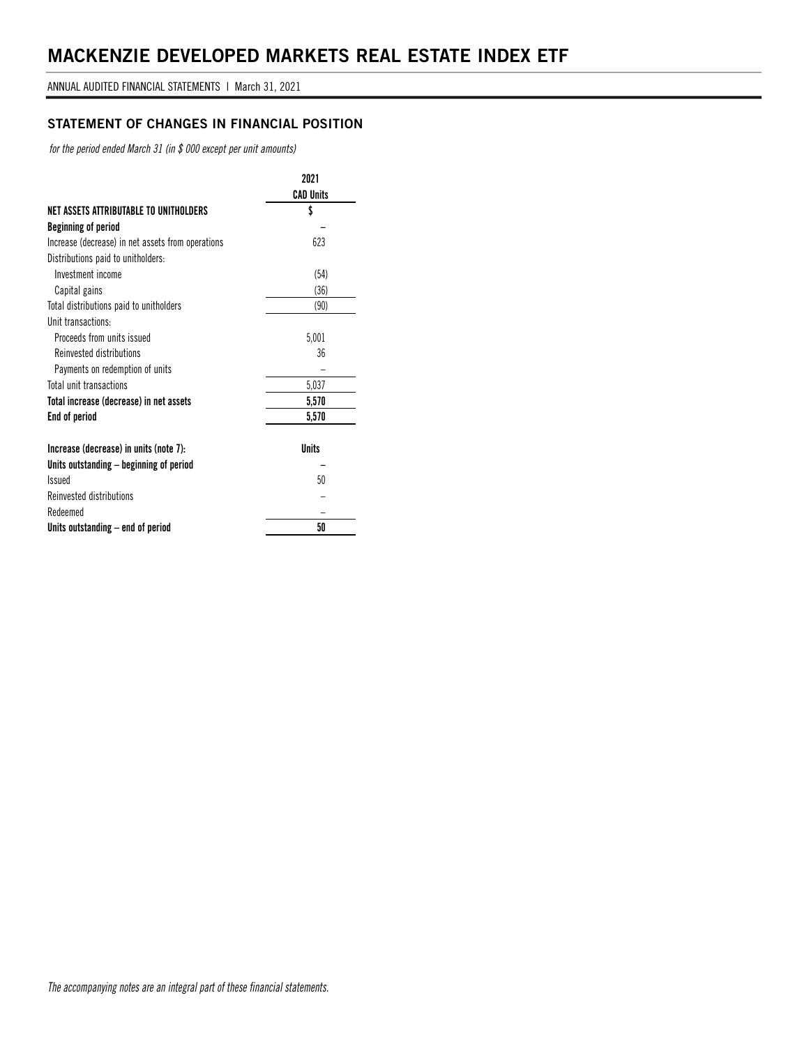# MACKENZIE DEVELOPED MARKETS REAL ESTATE INDEX ETF

ANNUAL AUDITED FINANCIAL STATEMENTS | March 31, 2021

## STATEMENT OF CHANGES IN FINANCIAL POSITION

*for the period ended March 31 (in $ 000 except per unit amounts)*

| | 2021 |
|---|---|
| | **CAD Units** |
| **NET ASSETS ATTRIBUTABLE TO UNITHOLDERS** | **$** |
| **Beginning of period** | – |
| Increase (decrease) in net assets from operations | 623 |
| Distributions paid to unitholders: | |
| Investment income | (54) |
| Capital gains | (36) |
| Total distributions paid to unitholders | (90) |
| Unit transactions: | |
| Proceeds from units issued | 5,001 |
| Reinvested distributions | 36 |
| Payments on redemption of units | – |
| Total unit transactions | 5,037 |
| **Total increase (decrease) in net assets** | **5,570** |
| **End of period** | **5,570** |
| | |
| **Increase (decrease) in units (note 7):** | **Units** |
| **Units outstanding – beginning of period** | – |
| Issued | 50 |
| Reinvested distributions | – |
| Redeemed | – |
| **Units outstanding – end of period** | **50** |

*The accompanying notes are an integral part of these financial statements.*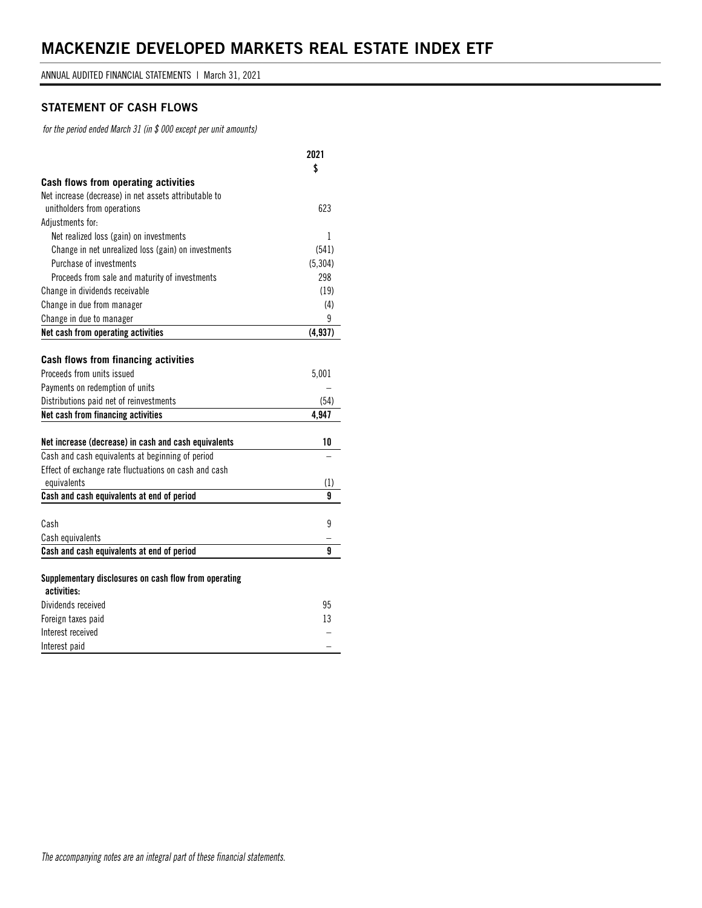# MACKENZIE DEVELOPED MARKETS REAL ESTATE INDEX ETF

ANNUAL AUDITED FINANCIAL STATEMENTS | March 31, 2021

## STATEMENT OF CASH FLOWS

*for the period ended March 31 (in $ 000 except per unit amounts)*

| | 2021 $ |
|---|---|
| **Cash flows from operating activities** | |
| Net increase (decrease) in net assets attributable to unitholders from operations | 623 |
| Adjustments for: | |
| Net realized loss (gain) on investments | 1 |
| Change in net unrealized loss (gain) on investments | (541) |
| Purchase of investments | (5,304) |
| Proceeds from sale and maturity of investments | 298 |
| Change in dividends receivable | (19) |
| Change in due from manager | (4) |
| Change in due to manager | 9 |
| **Net cash from operating activities** | **(4,937)** |
| | |
| **Cash flows from financing activities** | |
| Proceeds from units issued | 5,001 |
| Payments on redemption of units | – |
| Distributions paid net of reinvestments | (54) |
| **Net cash from financing activities** | **4,947** |
| | |
| **Net increase (decrease) in cash and cash equivalents** | **10** |
| Cash and cash equivalents at beginning of period | – |
| Effect of exchange rate fluctuations on cash and cash equivalents | (1) |
| **Cash and cash equivalents at end of period** | **9** |
| | |
| Cash | 9 |
| Cash equivalents | – |
| **Cash and cash equivalents at end of period** | **9** |
| | |
| **Supplementary disclosures on cash flow from operating activities:** | |
| Dividends received | 95 |
| Foreign taxes paid | 13 |
| Interest received | – |
| Interest paid | – |

*The accompanying notes are an integral part of these financial statements.*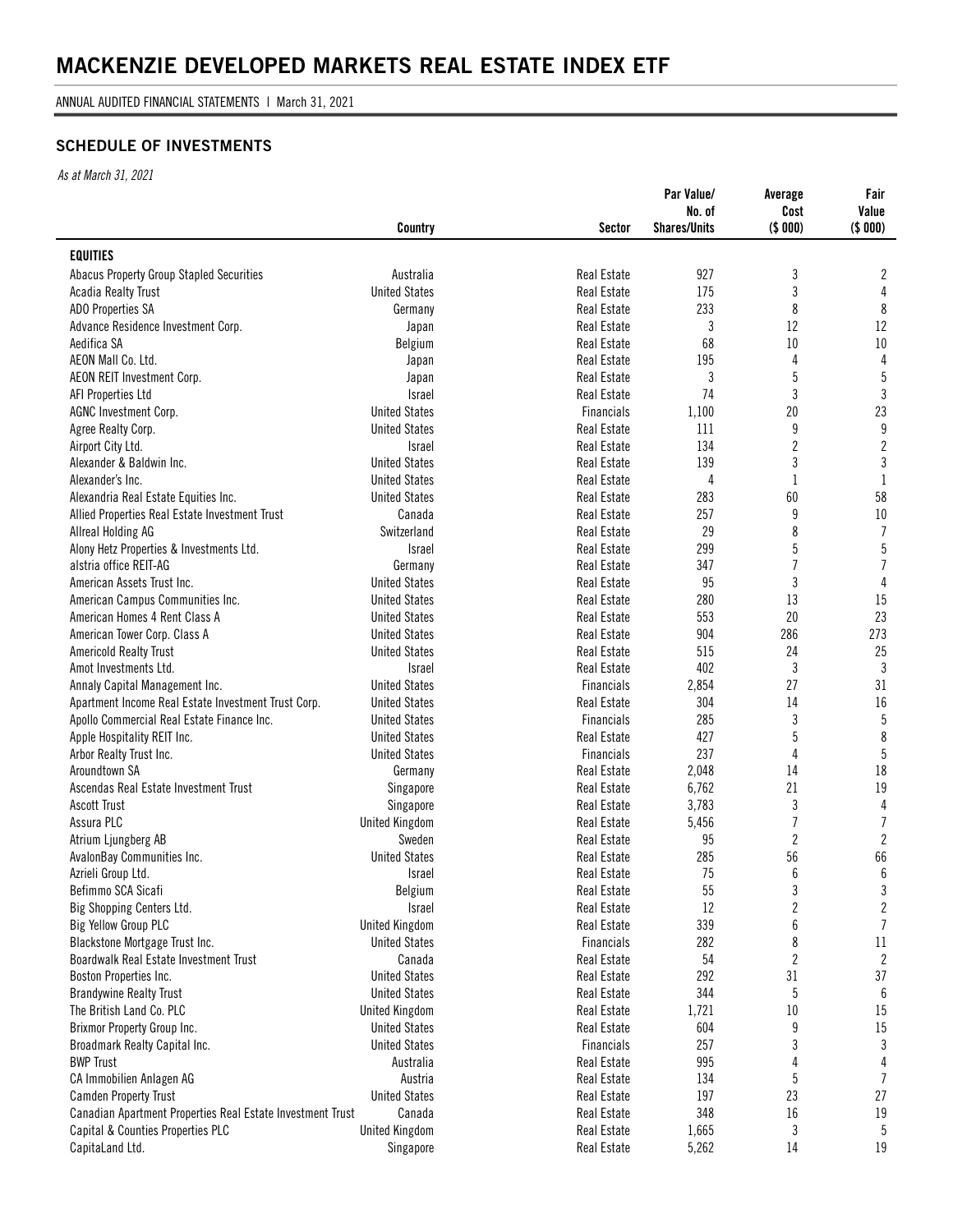# MACKENZIE DEVELOPED MARKETS REAL ESTATE INDEX ETF

ANNUAL AUDITED FINANCIAL STATEMENTS | March 31, 2021

## SCHEDULE OF INVESTMENTS

*As at March 31, 2021*

| | Country | Sector | Par Value/ No. of Shares/Units | Average Cost ($ 000) | Fair Value ($ 000) |
|---|---|---|---|---|---|
| **EQUITIES** | | | | | |
| Abacus Property Group Stapled Securities | Australia | Real Estate | 927 | 3 | 2 |
| Acadia Realty Trust | United States | Real Estate | 175 | 3 | 4 |
| ADO Properties SA | Germany | Real Estate | 233 | 8 | 8 |
| Advance Residence Investment Corp. | Japan | Real Estate | 3 | 12 | 12 |
| Aedifica SA | Belgium | Real Estate | 68 | 10 | 10 |
| AEON Mall Co. Ltd. | Japan | Real Estate | 195 | 4 | 4 |
| AEON REIT Investment Corp. | Japan | Real Estate | 3 | 5 | 5 |
| AFI Properties Ltd | Israel | Real Estate | 74 | 3 | 3 |
| AGNC Investment Corp. | United States | Financials | 1,100 | 20 | 23 |
| Agree Realty Corp. | United States | Real Estate | 111 | 9 | 9 |
| Airport City Ltd. | Israel | Real Estate | 134 | 2 | 2 |
| Alexander & Baldwin Inc. | United States | Real Estate | 139 | 3 | 3 |
| Alexander's Inc. | United States | Real Estate | 4 | 1 | 1 |
| Alexandria Real Estate Equities Inc. | United States | Real Estate | 283 | 60 | 58 |
| Allied Properties Real Estate Investment Trust | Canada | Real Estate | 257 | 9 | 10 |
| Allreal Holding AG | Switzerland | Real Estate | 29 | 8 | 7 |
| Alony Hetz Properties & Investments Ltd. | Israel | Real Estate | 299 | 5 | 5 |
| alstria office REIT-AG | Germany | Real Estate | 347 | 7 | 7 |
| American Assets Trust Inc. | United States | Real Estate | 95 | 3 | 4 |
| American Campus Communities Inc. | United States | Real Estate | 280 | 13 | 15 |
| American Homes 4 Rent Class A | United States | Real Estate | 553 | 20 | 23 |
| American Tower Corp. Class A | United States | Real Estate | 904 | 286 | 273 |
| Americold Realty Trust | United States | Real Estate | 515 | 24 | 25 |
| Amot Investments Ltd. | Israel | Real Estate | 402 | 3 | 3 |
| Annaly Capital Management Inc. | United States | Financials | 2,854 | 27 | 31 |
| Apartment Income Real Estate Investment Trust Corp. | United States | Real Estate | 304 | 14 | 16 |
| Apollo Commercial Real Estate Finance Inc. | United States | Financials | 285 | 3 | 5 |
| Apple Hospitality REIT Inc. | United States | Real Estate | 427 | 5 | 8 |
| Arbor Realty Trust Inc. | United States | Financials | 237 | 4 | 5 |
| Aroundtown SA | Germany | Real Estate | 2,048 | 14 | 18 |
| Ascendas Real Estate Investment Trust | Singapore | Real Estate | 6,762 | 21 | 19 |
| Ascott Trust | Singapore | Real Estate | 3,783 | 3 | 4 |
| Assura PLC | United Kingdom | Real Estate | 5,456 | 7 | 7 |
| Atrium Ljungberg AB | Sweden | Real Estate | 95 | 2 | 2 |
| AvalonBay Communities Inc. | United States | Real Estate | 285 | 56 | 66 |
| Azrieli Group Ltd. | Israel | Real Estate | 75 | 6 | 6 |
| Befimmo SCA Sicafi | Belgium | Real Estate | 55 | 3 | 3 |
| Big Shopping Centers Ltd. | Israel | Real Estate | 12 | 2 | 2 |
| Big Yellow Group PLC | United Kingdom | Real Estate | 339 | 6 | 7 |
| Blackstone Mortgage Trust Inc. | United States | Financials | 282 | 8 | 11 |
| Boardwalk Real Estate Investment Trust | Canada | Real Estate | 54 | 2 | 2 |
| Boston Properties Inc. | United States | Real Estate | 292 | 31 | 37 |
| Brandywine Realty Trust | United States | Real Estate | 344 | 5 | 6 |
| The British Land Co. PLC | United Kingdom | Real Estate | 1,721 | 10 | 15 |
| Brixmor Property Group Inc. | United States | Real Estate | 604 | 9 | 15 |
| Broadmark Realty Capital Inc. | United States | Financials | 257 | 3 | 3 |
| BWP Trust | Australia | Real Estate | 995 | 4 | 4 |
| CA Immobilien Anlagen AG | Austria | Real Estate | 134 | 5 | 7 |
| Camden Property Trust | United States | Real Estate | 197 | 23 | 27 |
| Canadian Apartment Properties Real Estate Investment Trust | Canada | Real Estate | 348 | 16 | 19 |
| Capital & Counties Properties PLC | United Kingdom | Real Estate | 1,665 | 3 | 5 |
| CapitaLand Ltd. | Singapore | Real Estate | 5,262 | 14 | 19 |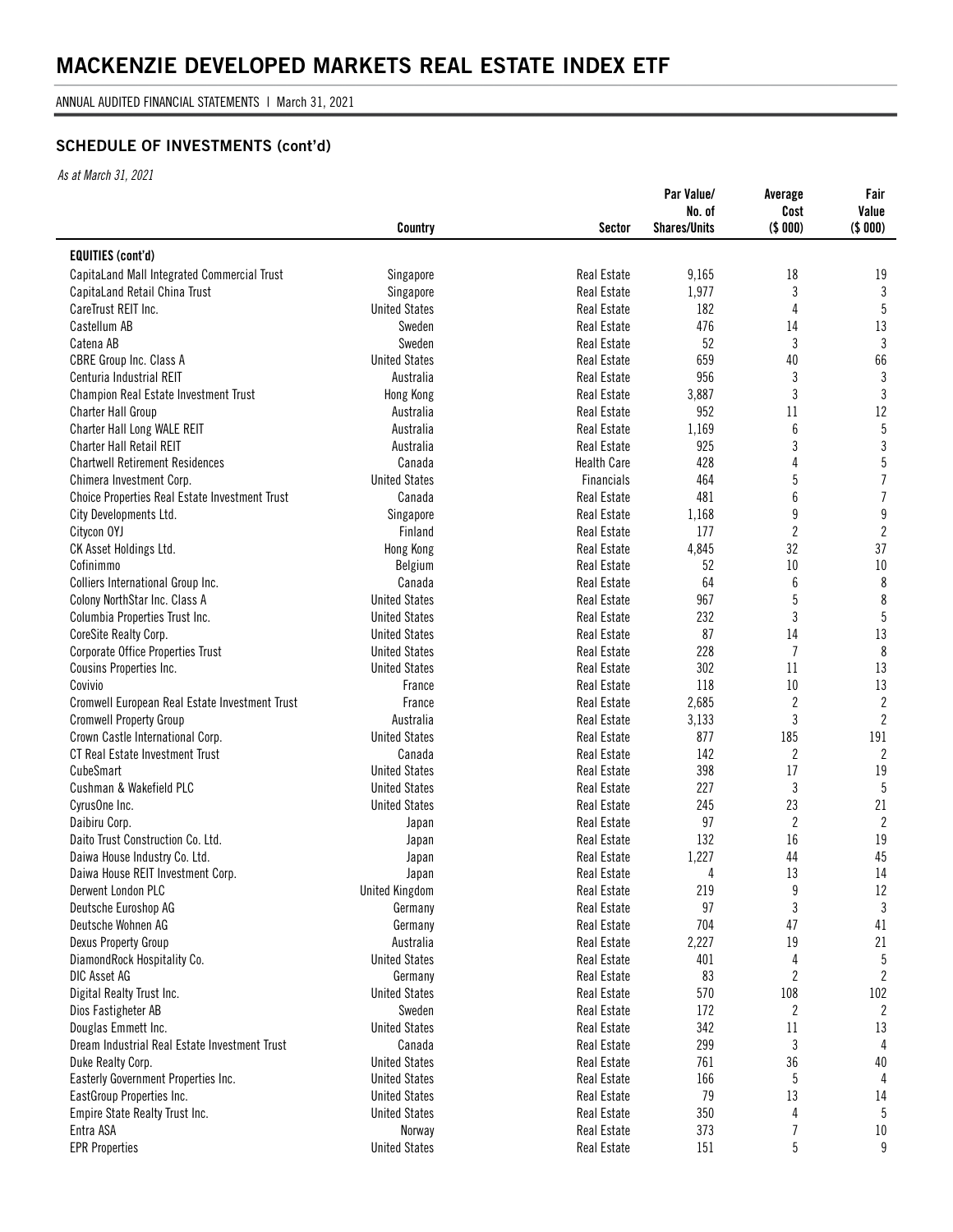# MACKENZIE DEVELOPED MARKETS REAL ESTATE INDEX ETF

ANNUAL AUDITED FINANCIAL STATEMENTS | March 31, 2021

## SCHEDULE OF INVESTMENTS (cont'd)

*As at March 31, 2021*

| | Country | Sector | Par Value/ No. of Shares/Units | Average Cost ($ 000) | Fair Value ($ 000) |
|---|---|---|---|---|---|
| **EQUITIES (cont'd)** | | | | | |
| CapitaLand Mall Integrated Commercial Trust | Singapore | Real Estate | 9,165 | 18 | 19 |
| CapitaLand Retail China Trust | Singapore | Real Estate | 1,977 | 3 | 3 |
| CareTrust REIT Inc. | United States | Real Estate | 182 | 4 | 5 |
| Castellum AB | Sweden | Real Estate | 476 | 14 | 13 |
| Catena AB | Sweden | Real Estate | 52 | 3 | 3 |
| CBRE Group Inc. Class A | United States | Real Estate | 659 | 40 | 66 |
| Centuria Industrial REIT | Australia | Real Estate | 956 | 3 | 3 |
| Champion Real Estate Investment Trust | Hong Kong | Real Estate | 3,887 | 3 | 3 |
| Charter Hall Group | Australia | Real Estate | 952 | 11 | 12 |
| Charter Hall Long WALE REIT | Australia | Real Estate | 1,169 | 6 | 5 |
| Charter Hall Retail REIT | Australia | Real Estate | 925 | 3 | 3 |
| Chartwell Retirement Residences | Canada | Health Care | 428 | 4 | 5 |
| Chimera Investment Corp. | United States | Financials | 464 | 5 | 7 |
| Choice Properties Real Estate Investment Trust | Canada | Real Estate | 481 | 6 | 7 |
| City Developments Ltd. | Singapore | Real Estate | 1,168 | 9 | 9 |
| Citycon OYJ | Finland | Real Estate | 177 | 2 | 2 |
| CK Asset Holdings Ltd. | Hong Kong | Real Estate | 4,845 | 32 | 37 |
| Cofinimmo | Belgium | Real Estate | 52 | 10 | 10 |
| Colliers International Group Inc. | Canada | Real Estate | 64 | 6 | 8 |
| Colony NorthStar Inc. Class A | United States | Real Estate | 967 | 5 | 8 |
| Columbia Properties Trust Inc. | United States | Real Estate | 232 | 3 | 5 |
| CoreSite Realty Corp. | United States | Real Estate | 87 | 14 | 13 |
| Corporate Office Properties Trust | United States | Real Estate | 228 | 7 | 8 |
| Cousins Properties Inc. | United States | Real Estate | 302 | 11 | 13 |
| Covivio | France | Real Estate | 118 | 10 | 13 |
| Cromwell European Real Estate Investment Trust | France | Real Estate | 2,685 | 2 | 2 |
| Cromwell Property Group | Australia | Real Estate | 3,133 | 3 | 2 |
| Crown Castle International Corp. | United States | Real Estate | 877 | 185 | 191 |
| CT Real Estate Investment Trust | Canada | Real Estate | 142 | 2 | 2 |
| CubeSmart | United States | Real Estate | 398 | 17 | 19 |
| Cushman & Wakefield PLC | United States | Real Estate | 227 | 3 | 5 |
| CyrusOne Inc. | United States | Real Estate | 245 | 23 | 21 |
| Daibiru Corp. | Japan | Real Estate | 97 | 2 | 2 |
| Daito Trust Construction Co. Ltd. | Japan | Real Estate | 132 | 16 | 19 |
| Daiwa House Industry Co. Ltd. | Japan | Real Estate | 1,227 | 44 | 45 |
| Daiwa House REIT Investment Corp. | Japan | Real Estate | 4 | 13 | 14 |
| Derwent London PLC | United Kingdom | Real Estate | 219 | 9 | 12 |
| Deutsche Euroshop AG | Germany | Real Estate | 97 | 3 | 3 |
| Deutsche Wohnen AG | Germany | Real Estate | 704 | 47 | 41 |
| Dexus Property Group | Australia | Real Estate | 2,227 | 19 | 21 |
| DiamondRock Hospitality Co. | United States | Real Estate | 401 | 4 | 5 |
| DIC Asset AG | Germany | Real Estate | 83 | 2 | 2 |
| Digital Realty Trust Inc. | United States | Real Estate | 570 | 108 | 102 |
| Dios Fastigheter AB | Sweden | Real Estate | 172 | 2 | 2 |
| Douglas Emmett Inc. | United States | Real Estate | 342 | 11 | 13 |
| Dream Industrial Real Estate Investment Trust | Canada | Real Estate | 299 | 3 | 4 |
| Duke Realty Corp. | United States | Real Estate | 761 | 36 | 40 |
| Easterly Government Properties Inc. | United States | Real Estate | 166 | 5 | 4 |
| EastGroup Properties Inc. | United States | Real Estate | 79 | 13 | 14 |
| Empire State Realty Trust Inc. | United States | Real Estate | 350 | 4 | 5 |
| Entra ASA | Norway | Real Estate | 373 | 7 | 10 |
| EPR Properties | United States | Real Estate | 151 | 5 | 9 |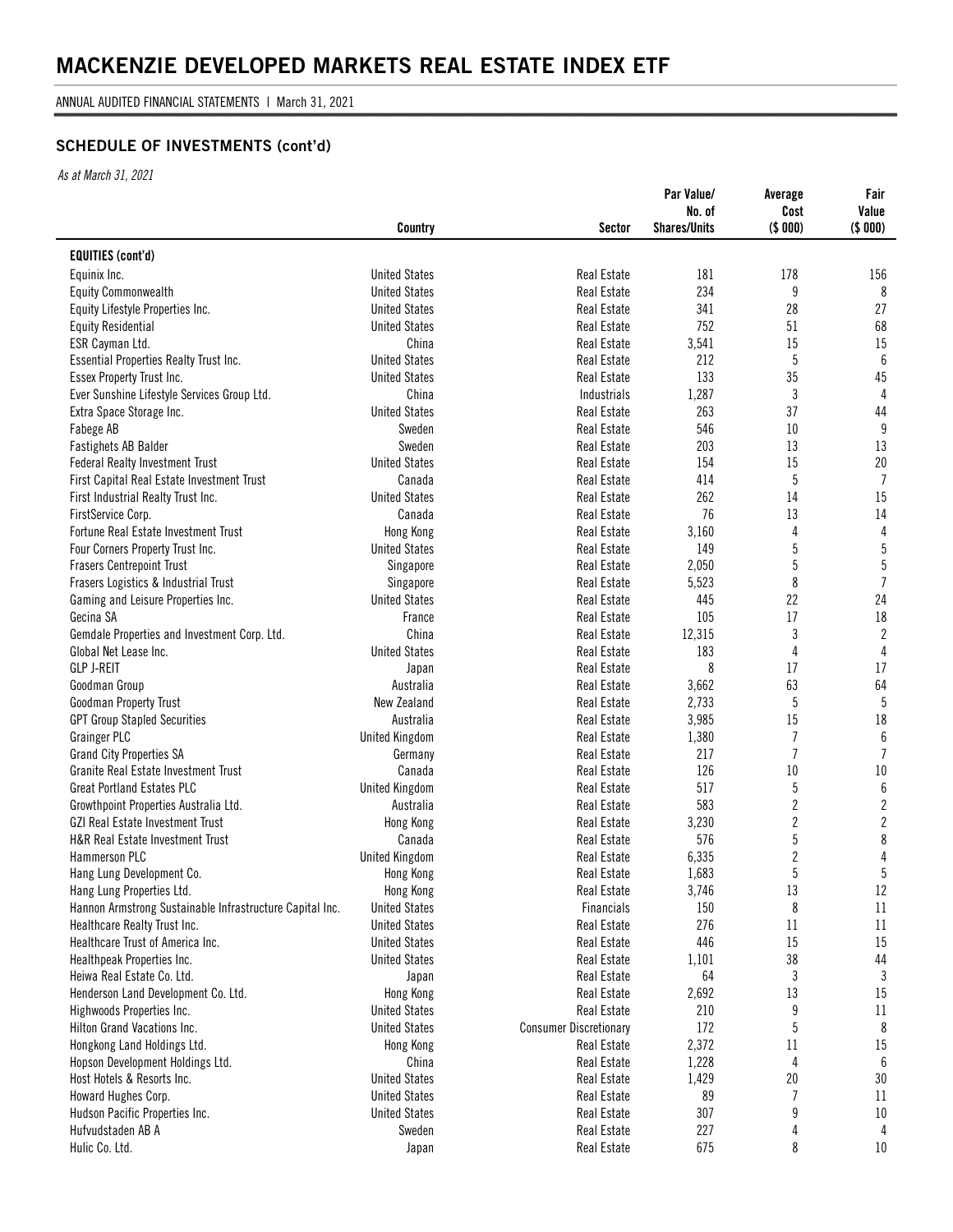# MACKENZIE DEVELOPED MARKETS REAL ESTATE INDEX ETF

ANNUAL AUDITED FINANCIAL STATEMENTS | March 31, 2021

## SCHEDULE OF INVESTMENTS (cont'd)

*As at March 31, 2021*

| | Country | Sector | Par Value/ No. of Shares/Units | Average Cost ($ 000) | Fair Value ($ 000) |
|---|---|---|---|---|---|
| **EQUITIES (cont'd)** | | | | | |
| Equinix Inc. | United States | Real Estate | 181 | 178 | 156 |
| Equity Commonwealth | United States | Real Estate | 234 | 9 | 8 |
| Equity Lifestyle Properties Inc. | United States | Real Estate | 341 | 28 | 27 |
| Equity Residential | United States | Real Estate | 752 | 51 | 68 |
| ESR Cayman Ltd. | China | Real Estate | 3,541 | 15 | 15 |
| Essential Properties Realty Trust Inc. | United States | Real Estate | 212 | 5 | 6 |
| Essex Property Trust Inc. | United States | Real Estate | 133 | 35 | 45 |
| Ever Sunshine Lifestyle Services Group Ltd. | China | Industrials | 1,287 | 3 | 4 |
| Extra Space Storage Inc. | United States | Real Estate | 263 | 37 | 44 |
| Fabege AB | Sweden | Real Estate | 546 | 10 | 9 |
| Fastighets AB Balder | Sweden | Real Estate | 203 | 13 | 13 |
| Federal Realty Investment Trust | United States | Real Estate | 154 | 15 | 20 |
| First Capital Real Estate Investment Trust | Canada | Real Estate | 414 | 5 | 7 |
| First Industrial Realty Trust Inc. | United States | Real Estate | 262 | 14 | 15 |
| FirstService Corp. | Canada | Real Estate | 76 | 13 | 14 |
| Fortune Real Estate Investment Trust | Hong Kong | Real Estate | 3,160 | 4 | 4 |
| Four Corners Property Trust Inc. | United States | Real Estate | 149 | 5 | 5 |
| Frasers Centrepoint Trust | Singapore | Real Estate | 2,050 | 5 | 5 |
| Frasers Logistics & Industrial Trust | Singapore | Real Estate | 5,523 | 8 | 7 |
| Gaming and Leisure Properties Inc. | United States | Real Estate | 445 | 22 | 24 |
| Gecina SA | France | Real Estate | 105 | 17 | 18 |
| Gemdale Properties and Investment Corp. Ltd. | China | Real Estate | 12,315 | 3 | 2 |
| Global Net Lease Inc. | United States | Real Estate | 183 | 4 | 4 |
| GLP J-REIT | Japan | Real Estate | 8 | 17 | 17 |
| Goodman Group | Australia | Real Estate | 3,662 | 63 | 64 |
| Goodman Property Trust | New Zealand | Real Estate | 2,733 | 5 | 5 |
| GPT Group Stapled Securities | Australia | Real Estate | 3,985 | 15 | 18 |
| Grainger PLC | United Kingdom | Real Estate | 1,380 | 7 | 6 |
| Grand City Properties SA | Germany | Real Estate | 217 | 7 | 7 |
| Granite Real Estate Investment Trust | Canada | Real Estate | 126 | 10 | 10 |
| Great Portland Estates PLC | United Kingdom | Real Estate | 517 | 5 | 6 |
| Growthpoint Properties Australia Ltd. | Australia | Real Estate | 583 | 2 | 2 |
| GZI Real Estate Investment Trust | Hong Kong | Real Estate | 3,230 | 2 | 2 |
| H&R Real Estate Investment Trust | Canada | Real Estate | 576 | 5 | 8 |
| Hammerson PLC | United Kingdom | Real Estate | 6,335 | 2 | 4 |
| Hang Lung Development Co. | Hong Kong | Real Estate | 1,683 | 5 | 5 |
| Hang Lung Properties Ltd. | Hong Kong | Real Estate | 3,746 | 13 | 12 |
| Hannon Armstrong Sustainable Infrastructure Capital Inc. | United States | Financials | 150 | 8 | 11 |
| Healthcare Realty Trust Inc. | United States | Real Estate | 276 | 11 | 11 |
| Healthcare Trust of America Inc. | United States | Real Estate | 446 | 15 | 15 |
| Healthpeak Properties Inc. | United States | Real Estate | 1,101 | 38 | 44 |
| Heiwa Real Estate Co. Ltd. | Japan | Real Estate | 64 | 3 | 3 |
| Henderson Land Development Co. Ltd. | Hong Kong | Real Estate | 2,692 | 13 | 15 |
| Highwoods Properties Inc. | United States | Real Estate | 210 | 9 | 11 |
| Hilton Grand Vacations Inc. | United States | Consumer Discretionary | 172 | 5 | 8 |
| Hongkong Land Holdings Ltd. | Hong Kong | Real Estate | 2,372 | 11 | 15 |
| Hopson Development Holdings Ltd. | China | Real Estate | 1,228 | 4 | 6 |
| Host Hotels & Resorts Inc. | United States | Real Estate | 1,429 | 20 | 30 |
| Howard Hughes Corp. | United States | Real Estate | 89 | 7 | 11 |
| Hudson Pacific Properties Inc. | United States | Real Estate | 307 | 9 | 10 |
| Hufvudstaden AB A | Sweden | Real Estate | 227 | 4 | 4 |
| Hulic Co. Ltd. | Japan | Real Estate | 675 | 8 | 10 |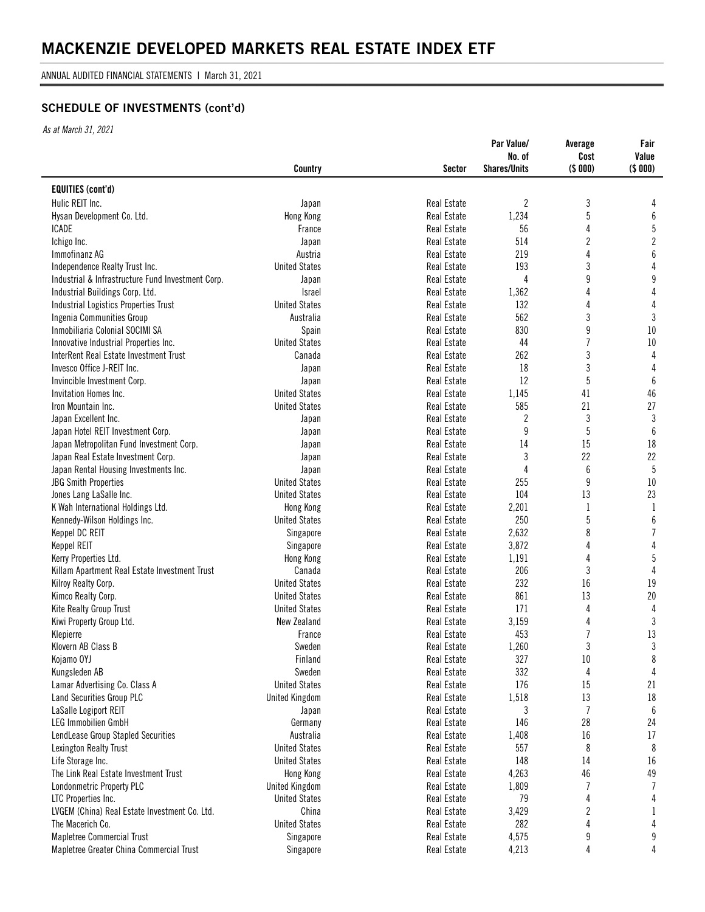# MACKENZIE DEVELOPED MARKETS REAL ESTATE INDEX ETF

ANNUAL AUDITED FINANCIAL STATEMENTS | March 31, 2021

## SCHEDULE OF INVESTMENTS (cont'd)

*As at March 31, 2021*

| | Country | Sector | Par Value/ No. of Shares/Units | Average Cost ($ 000) | Fair Value ($ 000) |
|---|---|---|---|---|---|
| **EQUITIES (cont'd)** | | | | | |
| Hulic REIT Inc. | Japan | Real Estate | 2 | 3 | 4 |
| Hysan Development Co. Ltd. | Hong Kong | Real Estate | 1,234 | 5 | 6 |
| ICADE | France | Real Estate | 56 | 4 | 5 |
| Ichigo Inc. | Japan | Real Estate | 514 | 2 | 2 |
| Immofinanz AG | Austria | Real Estate | 219 | 4 | 6 |
| Independence Realty Trust Inc. | United States | Real Estate | 193 | 3 | 4 |
| Industrial & Infrastructure Fund Investment Corp. | Japan | Real Estate | 4 | 9 | 9 |
| Industrial Buildings Corp. Ltd. | Israel | Real Estate | 1,362 | 4 | 4 |
| Industrial Logistics Properties Trust | United States | Real Estate | 132 | 4 | 4 |
| Ingenia Communities Group | Australia | Real Estate | 562 | 3 | 3 |
| Inmobiliaria Colonial SOCIMI SA | Spain | Real Estate | 830 | 9 | 10 |
| Innovative Industrial Properties Inc. | United States | Real Estate | 44 | 7 | 10 |
| InterRent Real Estate Investment Trust | Canada | Real Estate | 262 | 3 | 4 |
| Invesco Office J-REIT Inc. | Japan | Real Estate | 18 | 3 | 4 |
| Invincible Investment Corp. | Japan | Real Estate | 12 | 5 | 6 |
| Invitation Homes Inc. | United States | Real Estate | 1,145 | 41 | 46 |
| Iron Mountain Inc. | United States | Real Estate | 585 | 21 | 27 |
| Japan Excellent Inc. | Japan | Real Estate | 2 | 3 | 3 |
| Japan Hotel REIT Investment Corp. | Japan | Real Estate | 9 | 5 | 6 |
| Japan Metropolitan Fund Investment Corp. | Japan | Real Estate | 14 | 15 | 18 |
| Japan Real Estate Investment Corp. | Japan | Real Estate | 3 | 22 | 22 |
| Japan Rental Housing Investments Inc. | Japan | Real Estate | 4 | 6 | 5 |
| JBG Smith Properties | United States | Real Estate | 255 | 9 | 10 |
| Jones Lang LaSalle Inc. | United States | Real Estate | 104 | 13 | 23 |
| K Wah International Holdings Ltd. | Hong Kong | Real Estate | 2,201 | 1 | 1 |
| Kennedy-Wilson Holdings Inc. | United States | Real Estate | 250 | 5 | 6 |
| Keppel DC REIT | Singapore | Real Estate | 2,632 | 8 | 7 |
| Keppel REIT | Singapore | Real Estate | 3,872 | 4 | 4 |
| Kerry Properties Ltd. | Hong Kong | Real Estate | 1,191 | 4 | 5 |
| Killam Apartment Real Estate Investment Trust | Canada | Real Estate | 206 | 3 | 4 |
| Kilroy Realty Corp. | United States | Real Estate | 232 | 16 | 19 |
| Kimco Realty Corp. | United States | Real Estate | 861 | 13 | 20 |
| Kite Realty Group Trust | United States | Real Estate | 171 | 4 | 4 |
| Kiwi Property Group Ltd. | New Zealand | Real Estate | 3,159 | 4 | 3 |
| Klepierre | France | Real Estate | 453 | 7 | 13 |
| Klovern AB Class B | Sweden | Real Estate | 1,260 | 3 | 3 |
| Kojamo OYJ | Finland | Real Estate | 327 | 10 | 8 |
| Kungsleden AB | Sweden | Real Estate | 332 | 4 | 4 |
| Lamar Advertising Co. Class A | United States | Real Estate | 176 | 15 | 21 |
| Land Securities Group PLC | United Kingdom | Real Estate | 1,518 | 13 | 18 |
| LaSalle Logiport REIT | Japan | Real Estate | 3 | 7 | 6 |
| LEG Immobilien GmbH | Germany | Real Estate | 146 | 28 | 24 |
| LendLease Group Stapled Securities | Australia | Real Estate | 1,408 | 16 | 17 |
| Lexington Realty Trust | United States | Real Estate | 557 | 8 | 8 |
| Life Storage Inc. | United States | Real Estate | 148 | 14 | 16 |
| The Link Real Estate Investment Trust | Hong Kong | Real Estate | 4,263 | 46 | 49 |
| Londonmetric Property PLC | United Kingdom | Real Estate | 1,809 | 7 | 7 |
| LTC Properties Inc. | United States | Real Estate | 79 | 4 | 4 |
| LVGEM (China) Real Estate Investment Co. Ltd. | China | Real Estate | 3,429 | 2 | 1 |
| The Macerich Co. | United States | Real Estate | 282 | 4 | 4 |
| Mapletree Commercial Trust | Singapore | Real Estate | 4,575 | 9 | 9 |
| Mapletree Greater China Commercial Trust | Singapore | Real Estate | 4,213 | 4 | 4 |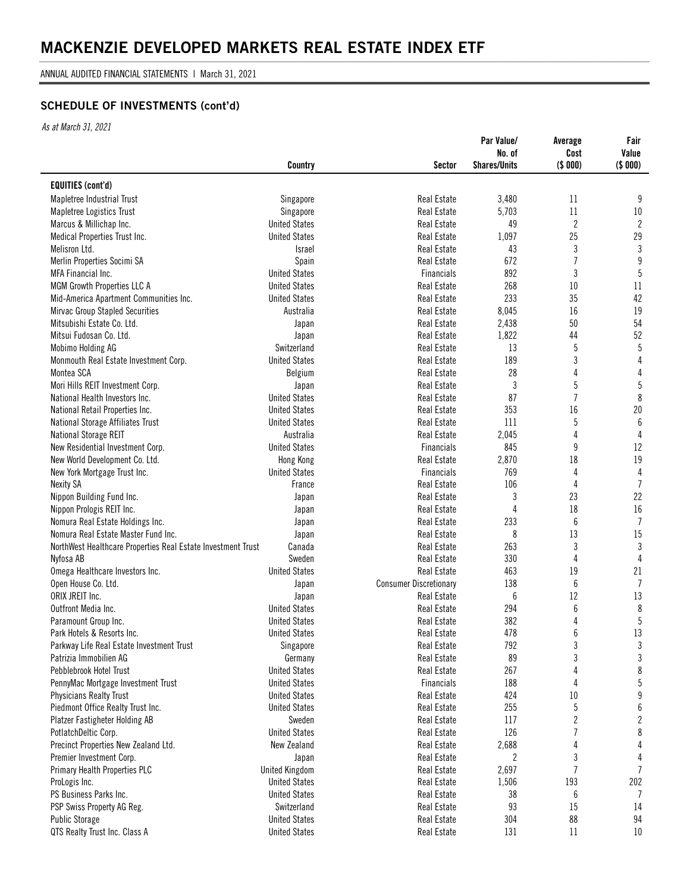# MACKENZIE DEVELOPED MARKETS REAL ESTATE INDEX ETF

ANNUAL AUDITED FINANCIAL STATEMENTS | March 31, 2021

## SCHEDULE OF INVESTMENTS (cont'd)

*As at March 31, 2021*

| | Country | Sector | Par Value/ No. of Shares/Units | Average Cost ($ 000) | Fair Value ($ 000) |
|---|---|---|---|---|---|
| **EQUITIES (cont'd)** | | | | | |
| Mapletree Industrial Trust | Singapore | Real Estate | 3,480 | 11 | 9 |
| Mapletree Logistics Trust | Singapore | Real Estate | 5,703 | 11 | 10 |
| Marcus & Millichap Inc. | United States | Real Estate | 49 | 2 | 2 |
| Medical Properties Trust Inc. | United States | Real Estate | 1,097 | 25 | 29 |
| Melisron Ltd. | Israel | Real Estate | 43 | 3 | 3 |
| Merlin Properties Socimi SA | Spain | Real Estate | 672 | 7 | 9 |
| MFA Financial Inc. | United States | Financials | 892 | 3 | 5 |
| MGM Growth Properties LLC A | United States | Real Estate | 268 | 10 | 11 |
| Mid-America Apartment Communities Inc. | United States | Real Estate | 233 | 35 | 42 |
| Mirvac Group Stapled Securities | Australia | Real Estate | 8,045 | 16 | 19 |
| Mitsubishi Estate Co. Ltd. | Japan | Real Estate | 2,438 | 50 | 54 |
| Mitsui Fudosan Co. Ltd. | Japan | Real Estate | 1,822 | 44 | 52 |
| Mobimo Holding AG | Switzerland | Real Estate | 13 | 5 | 5 |
| Monmouth Real Estate Investment Corp. | United States | Real Estate | 189 | 3 | 4 |
| Montea SCA | Belgium | Real Estate | 28 | 4 | 4 |
| Mori Hills REIT Investment Corp. | Japan | Real Estate | 3 | 5 | 5 |
| National Health Investors Inc. | United States | Real Estate | 87 | 7 | 8 |
| National Retail Properties Inc. | United States | Real Estate | 353 | 16 | 20 |
| National Storage Affiliates Trust | United States | Real Estate | 111 | 5 | 6 |
| National Storage REIT | Australia | Real Estate | 2,045 | 4 | 4 |
| New Residential Investment Corp. | United States | Financials | 845 | 9 | 12 |
| New World Development Co. Ltd. | Hong Kong | Real Estate | 2,870 | 18 | 19 |
| New York Mortgage Trust Inc. | United States | Financials | 769 | 4 | 4 |
| Nexity SA | France | Real Estate | 106 | 4 | 7 |
| Nippon Building Fund Inc. | Japan | Real Estate | 3 | 23 | 22 |
| Nippon Prologis REIT Inc. | Japan | Real Estate | 4 | 18 | 16 |
| Nomura Real Estate Holdings Inc. | Japan | Real Estate | 233 | 6 | 7 |
| Nomura Real Estate Master Fund Inc. | Japan | Real Estate | 8 | 13 | 15 |
| NorthWest Healthcare Properties Real Estate Investment Trust | Canada | Real Estate | 263 | 3 | 3 |
| Nyfosa AB | Sweden | Real Estate | 330 | 4 | 4 |
| Omega Healthcare Investors Inc. | United States | Real Estate | 463 | 19 | 21 |
| Open House Co. Ltd. | Japan | Consumer Discretionary | 138 | 6 | 7 |
| ORIX JREIT Inc. | Japan | Real Estate | 6 | 12 | 13 |
| Outfront Media Inc. | United States | Real Estate | 294 | 6 | 8 |
| Paramount Group Inc. | United States | Real Estate | 382 | 4 | 5 |
| Park Hotels & Resorts Inc. | United States | Real Estate | 478 | 6 | 13 |
| Parkway Life Real Estate Investment Trust | Singapore | Real Estate | 792 | 3 | 3 |
| Patrizia Immobilien AG | Germany | Real Estate | 89 | 3 | 3 |
| Pebblebrook Hotel Trust | United States | Real Estate | 267 | 4 | 8 |
| PennyMac Mortgage Investment Trust | United States | Financials | 188 | 4 | 5 |
| Physicians Realty Trust | United States | Real Estate | 424 | 10 | 9 |
| Piedmont Office Realty Trust Inc. | United States | Real Estate | 255 | 5 | 6 |
| Platzer Fastigheter Holding AB | Sweden | Real Estate | 117 | 2 | 2 |
| PotlatchDeltic Corp. | United States | Real Estate | 126 | 7 | 8 |
| Precinct Properties New Zealand Ltd. | New Zealand | Real Estate | 2,688 | 4 | 4 |
| Premier Investment Corp. | Japan | Real Estate | 2 | 3 | 4 |
| Primary Health Properties PLC | United Kingdom | Real Estate | 2,697 | 7 | 7 |
| ProLogis Inc. | United States | Real Estate | 1,506 | 193 | 202 |
| PS Business Parks Inc. | United States | Real Estate | 38 | 6 | 7 |
| PSP Swiss Property AG Reg. | Switzerland | Real Estate | 93 | 15 | 14 |
| Public Storage | United States | Real Estate | 304 | 88 | 94 |
| QTS Realty Trust Inc. Class A | United States | Real Estate | 131 | 11 | 10 |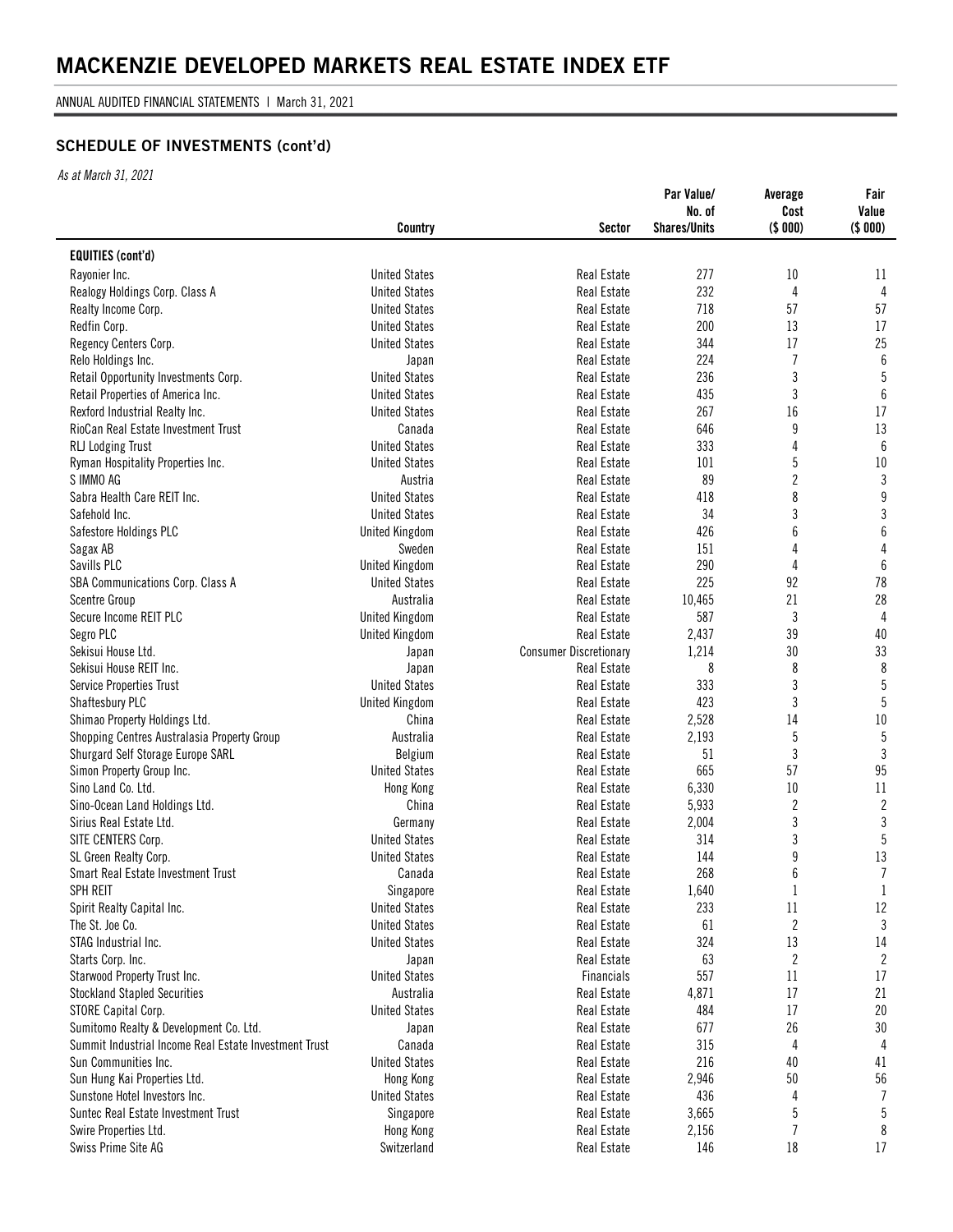# MACKENZIE DEVELOPED MARKETS REAL ESTATE INDEX ETF

ANNUAL AUDITED FINANCIAL STATEMENTS | March 31, 2021

## SCHEDULE OF INVESTMENTS (cont'd)

*As at March 31, 2021*

| | Country | Sector | Par Value/ No. of Shares/Units | Average Cost ($ 000) | Fair Value ($ 000) |
|---|---|---|---|---|---|
| **EQUITIES (cont'd)** | | | | | |
| Rayonier Inc. | United States | Real Estate | 277 | 10 | 11 |
| Realogy Holdings Corp. Class A | United States | Real Estate | 232 | 4 | 4 |
| Realty Income Corp. | United States | Real Estate | 718 | 57 | 57 |
| Redfin Corp. | United States | Real Estate | 200 | 13 | 17 |
| Regency Centers Corp. | United States | Real Estate | 344 | 17 | 25 |
| Relo Holdings Inc. | Japan | Real Estate | 224 | 7 | 6 |
| Retail Opportunity Investments Corp. | United States | Real Estate | 236 | 3 | 5 |
| Retail Properties of America Inc. | United States | Real Estate | 435 | 3 | 6 |
| Rexford Industrial Realty Inc. | United States | Real Estate | 267 | 16 | 17 |
| RioCan Real Estate Investment Trust | Canada | Real Estate | 646 | 9 | 13 |
| RLJ Lodging Trust | United States | Real Estate | 333 | 4 | 6 |
| Ryman Hospitality Properties Inc. | United States | Real Estate | 101 | 5 | 10 |
| S IMMO AG | Austria | Real Estate | 89 | 2 | 3 |
| Sabra Health Care REIT Inc. | United States | Real Estate | 418 | 8 | 9 |
| Safehold Inc. | United States | Real Estate | 34 | 3 | 3 |
| Safestore Holdings PLC | United Kingdom | Real Estate | 426 | 6 | 6 |
| Sagax AB | Sweden | Real Estate | 151 | 4 | 4 |
| Savills PLC | United Kingdom | Real Estate | 290 | 4 | 6 |
| SBA Communications Corp. Class A | United States | Real Estate | 225 | 92 | 78 |
| Scentre Group | Australia | Real Estate | 10,465 | 21 | 28 |
| Secure Income REIT PLC | United Kingdom | Real Estate | 587 | 3 | 4 |
| Segro PLC | United Kingdom | Real Estate | 2,437 | 39 | 40 |
| Sekisui House Ltd. | Japan | Consumer Discretionary | 1,214 | 30 | 33 |
| Sekisui House REIT Inc. | Japan | Real Estate | 8 | 8 | 8 |
| Service Properties Trust | United States | Real Estate | 333 | 3 | 5 |
| Shaftesbury PLC | United Kingdom | Real Estate | 423 | 3 | 5 |
| Shimao Property Holdings Ltd. | China | Real Estate | 2,528 | 14 | 10 |
| Shopping Centres Australasia Property Group | Australia | Real Estate | 2,193 | 5 | 5 |
| Shurgard Self Storage Europe SARL | Belgium | Real Estate | 51 | 3 | 3 |
| Simon Property Group Inc. | United States | Real Estate | 665 | 57 | 95 |
| Sino Land Co. Ltd. | Hong Kong | Real Estate | 6,330 | 10 | 11 |
| Sino-Ocean Land Holdings Ltd. | China | Real Estate | 5,933 | 2 | 2 |
| Sirius Real Estate Ltd. | Germany | Real Estate | 2,004 | 3 | 3 |
| SITE CENTERS Corp. | United States | Real Estate | 314 | 3 | 5 |
| SL Green Realty Corp. | United States | Real Estate | 144 | 9 | 13 |
| Smart Real Estate Investment Trust | Canada | Real Estate | 268 | 6 | 7 |
| SPH REIT | Singapore | Real Estate | 1,640 | 1 | 1 |
| Spirit Realty Capital Inc. | United States | Real Estate | 233 | 11 | 12 |
| The St. Joe Co. | United States | Real Estate | 61 | 2 | 3 |
| STAG Industrial Inc. | United States | Real Estate | 324 | 13 | 14 |
| Starts Corp. Inc. | Japan | Real Estate | 63 | 2 | 2 |
| Starwood Property Trust Inc. | United States | Financials | 557 | 11 | 17 |
| Stockland Stapled Securities | Australia | Real Estate | 4,871 | 17 | 21 |
| STORE Capital Corp. | United States | Real Estate | 484 | 17 | 20 |
| Sumitomo Realty & Development Co. Ltd. | Japan | Real Estate | 677 | 26 | 30 |
| Summit Industrial Income Real Estate Investment Trust | Canada | Real Estate | 315 | 4 | 4 |
| Sun Communities Inc. | United States | Real Estate | 216 | 40 | 41 |
| Sun Hung Kai Properties Ltd. | Hong Kong | Real Estate | 2,946 | 50 | 56 |
| Sunstone Hotel Investors Inc. | United States | Real Estate | 436 | 4 | 7 |
| Suntec Real Estate Investment Trust | Singapore | Real Estate | 3,665 | 5 | 5 |
| Swire Properties Ltd. | Hong Kong | Real Estate | 2,156 | 7 | 8 |
| Swiss Prime Site AG | Switzerland | Real Estate | 146 | 18 | 17 |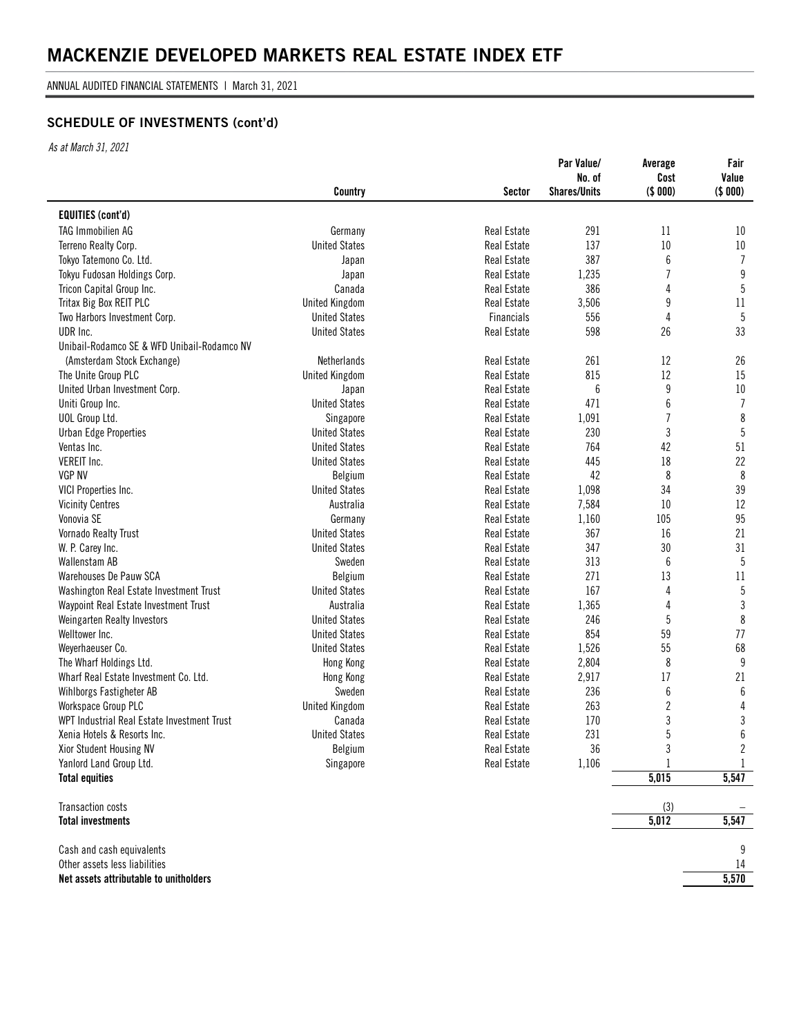# MACKENZIE DEVELOPED MARKETS REAL ESTATE INDEX ETF

ANNUAL AUDITED FINANCIAL STATEMENTS | March 31, 2021

## SCHEDULE OF INVESTMENTS (cont'd)

*As at March 31, 2021*

| | Country | Sector | Par Value/ No. of Shares/Units | Average Cost ($ 000) | Fair Value ($ 000) |
|---|---|---|---|---|---|
| **EQUITIES (cont'd)** | | | | | |
| TAG Immobilien AG | Germany | Real Estate | 291 | 11 | 10 |
| Terreno Realty Corp. | United States | Real Estate | 137 | 10 | 10 |
| Tokyo Tatemono Co. Ltd. | Japan | Real Estate | 387 | 6 | 7 |
| Tokyu Fudosan Holdings Corp. | Japan | Real Estate | 1,235 | 7 | 9 |
| Tricon Capital Group Inc. | Canada | Real Estate | 386 | 4 | 5 |
| Tritax Big Box REIT PLC | United Kingdom | Real Estate | 3,506 | 9 | 11 |
| Two Harbors Investment Corp. | United States | Financials | 556 | 4 | 5 |
| UDR Inc. | United States | Real Estate | 598 | 26 | 33 |
| Unibail-Rodamco SE & WFD Unibail-Rodamco NV (Amsterdam Stock Exchange) | Netherlands | Real Estate | 261 | 12 | 26 |
| The Unite Group PLC | United Kingdom | Real Estate | 815 | 12 | 15 |
| United Urban Investment Corp. | Japan | Real Estate | 6 | 9 | 10 |
| Uniti Group Inc. | United States | Real Estate | 471 | 6 | 7 |
| UOL Group Ltd. | Singapore | Real Estate | 1,091 | 7 | 8 |
| Urban Edge Properties | United States | Real Estate | 230 | 3 | 5 |
| Ventas Inc. | United States | Real Estate | 764 | 42 | 51 |
| VEREIT Inc. | United States | Real Estate | 445 | 18 | 22 |
| VGP NV | Belgium | Real Estate | 42 | 8 | 8 |
| VICI Properties Inc. | United States | Real Estate | 1,098 | 34 | 39 |
| Vicinity Centres | Australia | Real Estate | 7,584 | 10 | 12 |
| Vonovia SE | Germany | Real Estate | 1,160 | 105 | 95 |
| Vornado Realty Trust | United States | Real Estate | 367 | 16 | 21 |
| W. P. Carey Inc. | United States | Real Estate | 347 | 30 | 31 |
| Wallenstam AB | Sweden | Real Estate | 313 | 6 | 5 |
| Warehouses De Pauw SCA | Belgium | Real Estate | 271 | 13 | 11 |
| Washington Real Estate Investment Trust | United States | Real Estate | 167 | 4 | 5 |
| Waypoint Real Estate Investment Trust | Australia | Real Estate | 1,365 | 4 | 3 |
| Weingarten Realty Investors | United States | Real Estate | 246 | 5 | 8 |
| Welltower Inc. | United States | Real Estate | 854 | 59 | 77 |
| Weyerhaeuser Co. | United States | Real Estate | 1,526 | 55 | 68 |
| The Wharf Holdings Ltd. | Hong Kong | Real Estate | 2,804 | 8 | 9 |
| Wharf Real Estate Investment Co. Ltd. | Hong Kong | Real Estate | 2,917 | 17 | 21 |
| Wihlborgs Fastigheter AB | Sweden | Real Estate | 236 | 6 | 6 |
| Workspace Group PLC | United Kingdom | Real Estate | 263 | 2 | 4 |
| WPT Industrial Real Estate Investment Trust | Canada | Real Estate | 170 | 3 | 3 |
| Xenia Hotels & Resorts Inc. | United States | Real Estate | 231 | 5 | 6 |
| Xior Student Housing NV | Belgium | Real Estate | 36 | 3 | 2 |
| Yanlord Land Group Ltd. | Singapore | Real Estate | 1,106 | 1 | 1 |
| **Total equities** | | | | 5,015 | 5,547 |
| Transaction costs | | | | (3) | – |
| **Total investments** | | | | 5,012 | 5,547 |
| Cash and cash equivalents | | | | | 9 |
| Other assets less liabilities | | | | | 14 |
| **Net assets attributable to unitholders** | | | | | 5,570 |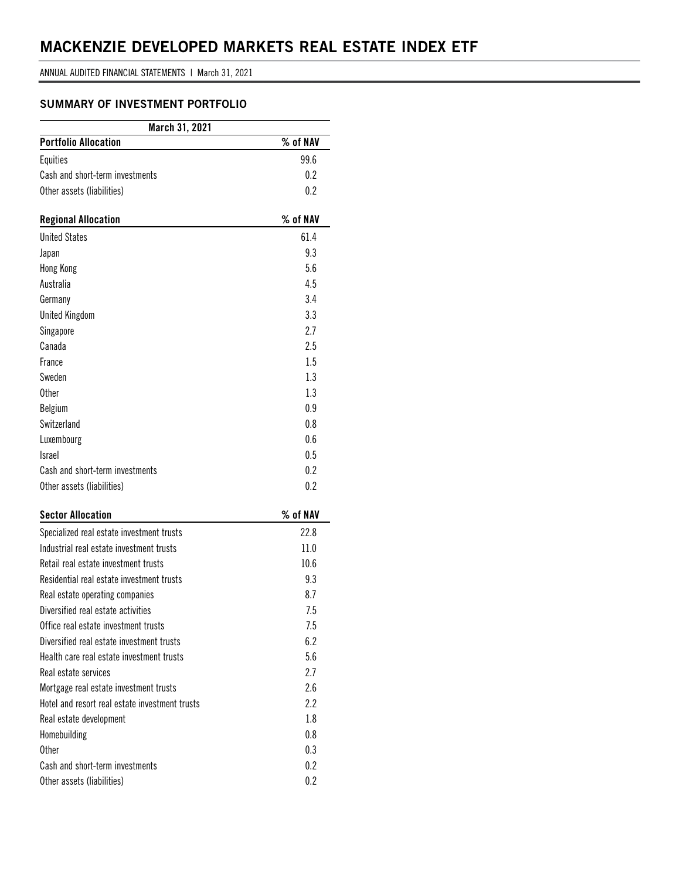# MACKENZIE DEVELOPED MARKETS REAL ESTATE INDEX ETF

ANNUAL AUDITED FINANCIAL STATEMENTS | March 31, 2021

## SUMMARY OF INVESTMENT PORTFOLIO

| March 31, 2021 | |
|---|---|
| **Portfolio Allocation** | **% of NAV** |
| Equities | 99.6 |
| Cash and short-term investments | 0.2 |
| Other assets (liabilities) | 0.2 |

| **Regional Allocation** | **% of NAV** |
|---|---|
| United States | 61.4 |
| Japan | 9.3 |
| Hong Kong | 5.6 |
| Australia | 4.5 |
| Germany | 3.4 |
| United Kingdom | 3.3 |
| Singapore | 2.7 |
| Canada | 2.5 |
| France | 1.5 |
| Sweden | 1.3 |
| Other | 1.3 |
| Belgium | 0.9 |
| Switzerland | 0.8 |
| Luxembourg | 0.6 |
| Israel | 0.5 |
| Cash and short-term investments | 0.2 |
| Other assets (liabilities) | 0.2 |

| **Sector Allocation** | **% of NAV** |
|---|---|
| Specialized real estate investment trusts | 22.8 |
| Industrial real estate investment trusts | 11.0 |
| Retail real estate investment trusts | 10.6 |
| Residential real estate investment trusts | 9.3 |
| Real estate operating companies | 8.7 |
| Diversified real estate activities | 7.5 |
| Office real estate investment trusts | 7.5 |
| Diversified real estate investment trusts | 6.2 |
| Health care real estate investment trusts | 5.6 |
| Real estate services | 2.7 |
| Mortgage real estate investment trusts | 2.6 |
| Hotel and resort real estate investment trusts | 2.2 |
| Real estate development | 1.8 |
| Homebuilding | 0.8 |
| Other | 0.3 |
| Cash and short-term investments | 0.2 |
| Other assets (liabilities) | 0.2 |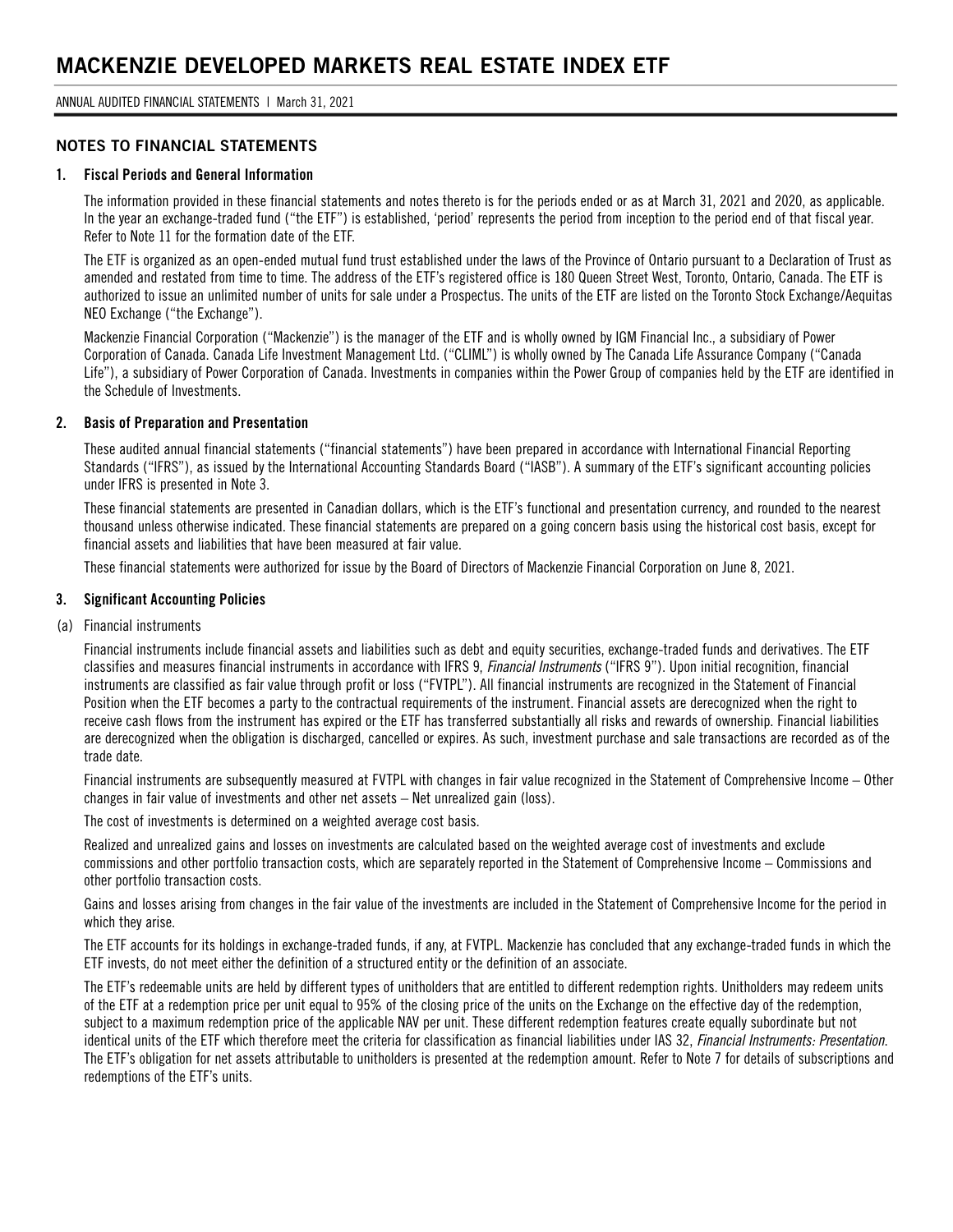## NOTES TO FINANCIAL STATEMENTS

### 1. Fiscal Periods and General Information

The information provided in these financial statements and notes thereto is for the periods ended or as at March 31, 2021 and 2020, as applicable. In the year an exchange-traded fund ("the ETF") is established, 'period' represents the period from inception to the period end of that fiscal year. Refer to Note 11 for the formation date of the ETF.

The ETF is organized as an open-ended mutual fund trust established under the laws of the Province of Ontario pursuant to a Declaration of Trust as amended and restated from time to time. The address of the ETF's registered office is 180 Queen Street West, Toronto, Ontario, Canada. The ETF is authorized to issue an unlimited number of units for sale under a Prospectus. The units of the ETF are listed on the Toronto Stock Exchange/Aequitas NEO Exchange ("the Exchange").

Mackenzie Financial Corporation ("Mackenzie") is the manager of the ETF and is wholly owned by IGM Financial Inc., a subsidiary of Power Corporation of Canada. Canada Life Investment Management Ltd. ("CLIML") is wholly owned by The Canada Life Assurance Company ("Canada Life"), a subsidiary of Power Corporation of Canada. Investments in companies within the Power Group of companies held by the ETF are identified in the Schedule of Investments.

### 2. Basis of Preparation and Presentation

These audited annual financial statements ("financial statements") have been prepared in accordance with International Financial Reporting Standards ("IFRS"), as issued by the International Accounting Standards Board ("IASB"). A summary of the ETF's significant accounting policies under IFRS is presented in Note 3.

These financial statements are presented in Canadian dollars, which is the ETF's functional and presentation currency, and rounded to the nearest thousand unless otherwise indicated. These financial statements are prepared on a going concern basis using the historical cost basis, except for financial assets and liabilities that have been measured at fair value.

These financial statements were authorized for issue by the Board of Directors of Mackenzie Financial Corporation on June 8, 2021.

### 3. Significant Accounting Policies

(a) Financial instruments

Financial instruments include financial assets and liabilities such as debt and equity securities, exchange-traded funds and derivatives. The ETF classifies and measures financial instruments in accordance with IFRS 9, *Financial Instruments* ("IFRS 9"). Upon initial recognition, financial instruments are classified as fair value through profit or loss ("FVTPL"). All financial instruments are recognized in the Statement of Financial Position when the ETF becomes a party to the contractual requirements of the instrument. Financial assets are derecognized when the right to receive cash flows from the instrument has expired or the ETF has transferred substantially all risks and rewards of ownership. Financial liabilities are derecognized when the obligation is discharged, cancelled or expires. As such, investment purchase and sale transactions are recorded as of the trade date.

Financial instruments are subsequently measured at FVTPL with changes in fair value recognized in the Statement of Comprehensive Income – Other changes in fair value of investments and other net assets – Net unrealized gain (loss).

The cost of investments is determined on a weighted average cost basis.

Realized and unrealized gains and losses on investments are calculated based on the weighted average cost of investments and exclude commissions and other portfolio transaction costs, which are separately reported in the Statement of Comprehensive Income – Commissions and other portfolio transaction costs.

Gains and losses arising from changes in the fair value of the investments are included in the Statement of Comprehensive Income for the period in which they arise.

The ETF accounts for its holdings in exchange-traded funds, if any, at FVTPL. Mackenzie has concluded that any exchange-traded funds in which the ETF invests, do not meet either the definition of a structured entity or the definition of an associate.

The ETF's redeemable units are held by different types of unitholders that are entitled to different redemption rights. Unitholders may redeem units of the ETF at a redemption price per unit equal to 95% of the closing price of the units on the Exchange on the effective day of the redemption, subject to a maximum redemption price of the applicable NAV per unit. These different redemption features create equally subordinate but not identical units of the ETF which therefore meet the criteria for classification as financial liabilities under IAS 32, *Financial Instruments: Presentation*. The ETF's obligation for net assets attributable to unitholders is presented at the redemption amount. Refer to Note 7 for details of subscriptions and redemptions of the ETF's units.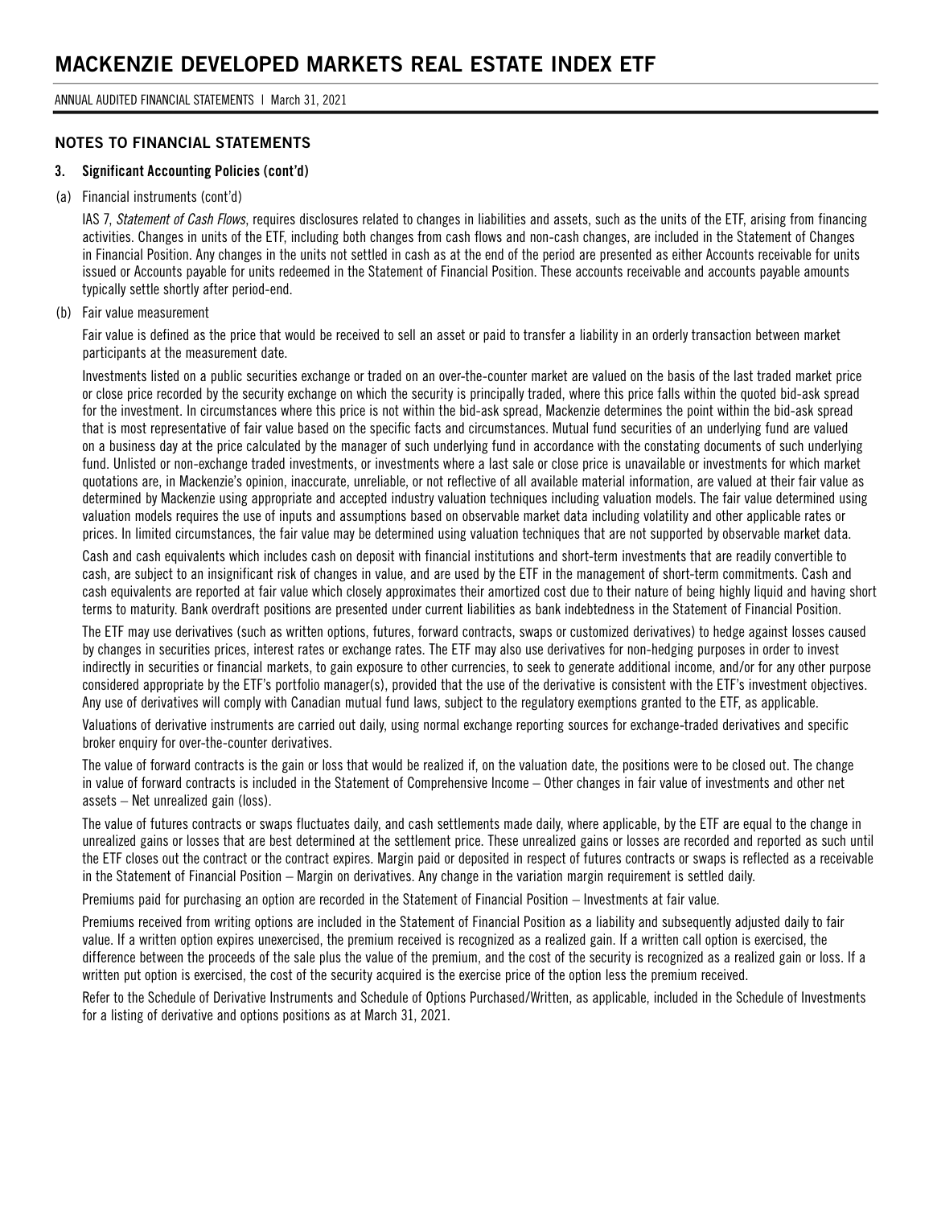## NOTES TO FINANCIAL STATEMENTS

### 3. Significant Accounting Policies (cont'd)

(a) Financial instruments (cont'd)

IAS 7, *Statement of Cash Flows*, requires disclosures related to changes in liabilities and assets, such as the units of the ETF, arising from financing activities. Changes in units of the ETF, including both changes from cash flows and non-cash changes, are included in the Statement of Changes in Financial Position. Any changes in the units not settled in cash as at the end of the period are presented as either Accounts receivable for units issued or Accounts payable for units redeemed in the Statement of Financial Position. These accounts receivable and accounts payable amounts typically settle shortly after period-end.

(b) Fair value measurement

Fair value is defined as the price that would be received to sell an asset or paid to transfer a liability in an orderly transaction between market participants at the measurement date.

Investments listed on a public securities exchange or traded on an over-the-counter market are valued on the basis of the last traded market price or close price recorded by the security exchange on which the security is principally traded, where this price falls within the quoted bid-ask spread for the investment. In circumstances where this price is not within the bid-ask spread, Mackenzie determines the point within the bid-ask spread that is most representative of fair value based on the specific facts and circumstances. Mutual fund securities of an underlying fund are valued on a business day at the price calculated by the manager of such underlying fund in accordance with the constating documents of such underlying fund. Unlisted or non-exchange traded investments, or investments where a last sale or close price is unavailable or investments for which market quotations are, in Mackenzie's opinion, inaccurate, unreliable, or not reflective of all available material information, are valued at their fair value as determined by Mackenzie using appropriate and accepted industry valuation techniques including valuation models. The fair value determined using valuation models requires the use of inputs and assumptions based on observable market data including volatility and other applicable rates or prices. In limited circumstances, the fair value may be determined using valuation techniques that are not supported by observable market data.

Cash and cash equivalents which includes cash on deposit with financial institutions and short-term investments that are readily convertible to cash, are subject to an insignificant risk of changes in value, and are used by the ETF in the management of short-term commitments. Cash and cash equivalents are reported at fair value which closely approximates their amortized cost due to their nature of being highly liquid and having short terms to maturity. Bank overdraft positions are presented under current liabilities as bank indebtedness in the Statement of Financial Position.

The ETF may use derivatives (such as written options, futures, forward contracts, swaps or customized derivatives) to hedge against losses caused by changes in securities prices, interest rates or exchange rates. The ETF may also use derivatives for non-hedging purposes in order to invest indirectly in securities or financial markets, to gain exposure to other currencies, to seek to generate additional income, and/or for any other purpose considered appropriate by the ETF's portfolio manager(s), provided that the use of the derivative is consistent with the ETF's investment objectives. Any use of derivatives will comply with Canadian mutual fund laws, subject to the regulatory exemptions granted to the ETF, as applicable.

Valuations of derivative instruments are carried out daily, using normal exchange reporting sources for exchange-traded derivatives and specific broker enquiry for over-the-counter derivatives.

The value of forward contracts is the gain or loss that would be realized if, on the valuation date, the positions were to be closed out. The change in value of forward contracts is included in the Statement of Comprehensive Income – Other changes in fair value of investments and other net assets – Net unrealized gain (loss).

The value of futures contracts or swaps fluctuates daily, and cash settlements made daily, where applicable, by the ETF are equal to the change in unrealized gains or losses that are best determined at the settlement price. These unrealized gains or losses are recorded and reported as such until the ETF closes out the contract or the contract expires. Margin paid or deposited in respect of futures contracts or swaps is reflected as a receivable in the Statement of Financial Position – Margin on derivatives. Any change in the variation margin requirement is settled daily.

Premiums paid for purchasing an option are recorded in the Statement of Financial Position – Investments at fair value.

Premiums received from writing options are included in the Statement of Financial Position as a liability and subsequently adjusted daily to fair value. If a written option expires unexercised, the premium received is recognized as a realized gain. If a written call option is exercised, the difference between the proceeds of the sale plus the value of the premium, and the cost of the security is recognized as a realized gain or loss. If a written put option is exercised, the cost of the security acquired is the exercise price of the option less the premium received.

Refer to the Schedule of Derivative Instruments and Schedule of Options Purchased/Written, as applicable, included in the Schedule of Investments for a listing of derivative and options positions as at March 31, 2021.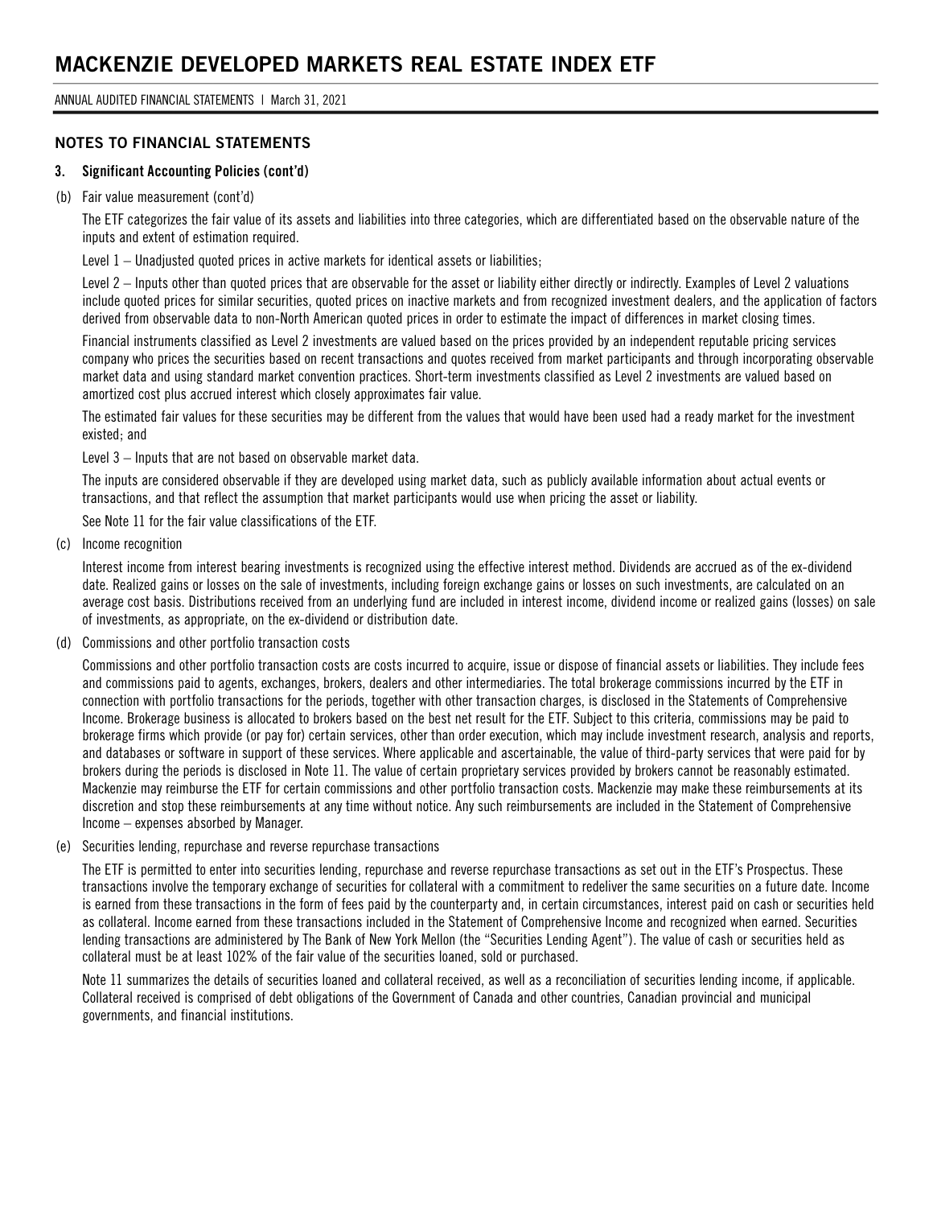## NOTES TO FINANCIAL STATEMENTS

### 3. Significant Accounting Policies (cont'd)

(b) Fair value measurement (cont'd)

The ETF categorizes the fair value of its assets and liabilities into three categories, which are differentiated based on the observable nature of the inputs and extent of estimation required.

Level 1 – Unadjusted quoted prices in active markets for identical assets or liabilities;

Level 2 – Inputs other than quoted prices that are observable for the asset or liability either directly or indirectly. Examples of Level 2 valuations include quoted prices for similar securities, quoted prices on inactive markets and from recognized investment dealers, and the application of factors derived from observable data to non-North American quoted prices in order to estimate the impact of differences in market closing times.

Financial instruments classified as Level 2 investments are valued based on the prices provided by an independent reputable pricing services company who prices the securities based on recent transactions and quotes received from market participants and through incorporating observable market data and using standard market convention practices. Short-term investments classified as Level 2 investments are valued based on amortized cost plus accrued interest which closely approximates fair value.

The estimated fair values for these securities may be different from the values that would have been used had a ready market for the investment existed; and

Level 3 – Inputs that are not based on observable market data.

The inputs are considered observable if they are developed using market data, such as publicly available information about actual events or transactions, and that reflect the assumption that market participants would use when pricing the asset or liability.

See Note 11 for the fair value classifications of the ETF.

(c) Income recognition

Interest income from interest bearing investments is recognized using the effective interest method. Dividends are accrued as of the ex-dividend date. Realized gains or losses on the sale of investments, including foreign exchange gains or losses on such investments, are calculated on an average cost basis. Distributions received from an underlying fund are included in interest income, dividend income or realized gains (losses) on sale of investments, as appropriate, on the ex-dividend or distribution date.

(d) Commissions and other portfolio transaction costs

Commissions and other portfolio transaction costs are costs incurred to acquire, issue or dispose of financial assets or liabilities. They include fees and commissions paid to agents, exchanges, brokers, dealers and other intermediaries. The total brokerage commissions incurred by the ETF in connection with portfolio transactions for the periods, together with other transaction charges, is disclosed in the Statements of Comprehensive Income. Brokerage business is allocated to brokers based on the best net result for the ETF. Subject to this criteria, commissions may be paid to brokerage firms which provide (or pay for) certain services, other than order execution, which may include investment research, analysis and reports, and databases or software in support of these services. Where applicable and ascertainable, the value of third-party services that were paid for by brokers during the periods is disclosed in Note 11. The value of certain proprietary services provided by brokers cannot be reasonably estimated. Mackenzie may reimburse the ETF for certain commissions and other portfolio transaction costs. Mackenzie may make these reimbursements at its discretion and stop these reimbursements at any time without notice. Any such reimbursements are included in the Statement of Comprehensive Income – expenses absorbed by Manager.

(e) Securities lending, repurchase and reverse repurchase transactions

The ETF is permitted to enter into securities lending, repurchase and reverse repurchase transactions as set out in the ETF's Prospectus. These transactions involve the temporary exchange of securities for collateral with a commitment to redeliver the same securities on a future date. Income is earned from these transactions in the form of fees paid by the counterparty and, in certain circumstances, interest paid on cash or securities held as collateral. Income earned from these transactions included in the Statement of Comprehensive Income and recognized when earned. Securities lending transactions are administered by The Bank of New York Mellon (the "Securities Lending Agent"). The value of cash or securities held as collateral must be at least 102% of the fair value of the securities loaned, sold or purchased.

Note 11 summarizes the details of securities loaned and collateral received, as well as a reconciliation of securities lending income, if applicable. Collateral received is comprised of debt obligations of the Government of Canada and other countries, Canadian provincial and municipal governments, and financial institutions.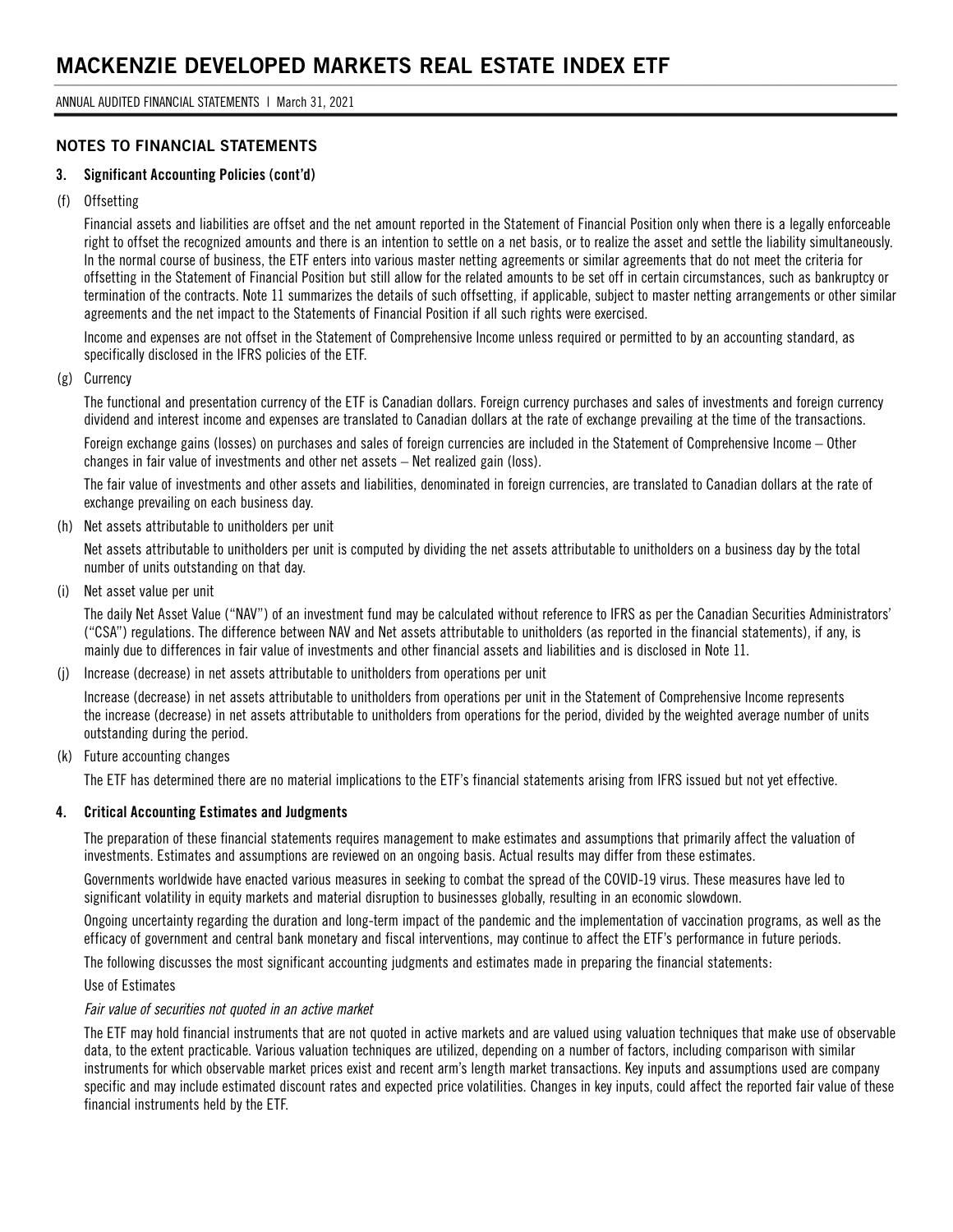## NOTES TO FINANCIAL STATEMENTS

### 3. Significant Accounting Policies (cont'd)

(f) Offsetting

Financial assets and liabilities are offset and the net amount reported in the Statement of Financial Position only when there is a legally enforceable right to offset the recognized amounts and there is an intention to settle on a net basis, or to realize the asset and settle the liability simultaneously. In the normal course of business, the ETF enters into various master netting agreements or similar agreements that do not meet the criteria for offsetting in the Statement of Financial Position but still allow for the related amounts to be set off in certain circumstances, such as bankruptcy or termination of the contracts. Note 11 summarizes the details of such offsetting, if applicable, subject to master netting arrangements or other similar agreements and the net impact to the Statements of Financial Position if all such rights were exercised.

Income and expenses are not offset in the Statement of Comprehensive Income unless required or permitted to by an accounting standard, as specifically disclosed in the IFRS policies of the ETF.

(g) Currency

The functional and presentation currency of the ETF is Canadian dollars. Foreign currency purchases and sales of investments and foreign currency dividend and interest income and expenses are translated to Canadian dollars at the rate of exchange prevailing at the time of the transactions.

Foreign exchange gains (losses) on purchases and sales of foreign currencies are included in the Statement of Comprehensive Income – Other changes in fair value of investments and other net assets – Net realized gain (loss).

The fair value of investments and other assets and liabilities, denominated in foreign currencies, are translated to Canadian dollars at the rate of exchange prevailing on each business day.

(h) Net assets attributable to unitholders per unit

Net assets attributable to unitholders per unit is computed by dividing the net assets attributable to unitholders on a business day by the total number of units outstanding on that day.

(i) Net asset value per unit

The daily Net Asset Value ("NAV") of an investment fund may be calculated without reference to IFRS as per the Canadian Securities Administrators' ("CSA") regulations. The difference between NAV and Net assets attributable to unitholders (as reported in the financial statements), if any, is mainly due to differences in fair value of investments and other financial assets and liabilities and is disclosed in Note 11.

(j) Increase (decrease) in net assets attributable to unitholders from operations per unit

Increase (decrease) in net assets attributable to unitholders from operations per unit in the Statement of Comprehensive Income represents the increase (decrease) in net assets attributable to unitholders from operations for the period, divided by the weighted average number of units outstanding during the period.

(k) Future accounting changes

The ETF has determined there are no material implications to the ETF's financial statements arising from IFRS issued but not yet effective.

### 4. Critical Accounting Estimates and Judgments

The preparation of these financial statements requires management to make estimates and assumptions that primarily affect the valuation of investments. Estimates and assumptions are reviewed on an ongoing basis. Actual results may differ from these estimates.

Governments worldwide have enacted various measures in seeking to combat the spread of the COVID-19 virus. These measures have led to significant volatility in equity markets and material disruption to businesses globally, resulting in an economic slowdown.

Ongoing uncertainty regarding the duration and long-term impact of the pandemic and the implementation of vaccination programs, as well as the efficacy of government and central bank monetary and fiscal interventions, may continue to affect the ETF's performance in future periods.

The following discusses the most significant accounting judgments and estimates made in preparing the financial statements:

Use of Estimates

*Fair value of securities not quoted in an active market*

The ETF may hold financial instruments that are not quoted in active markets and are valued using valuation techniques that make use of observable data, to the extent practicable. Various valuation techniques are utilized, depending on a number of factors, including comparison with similar instruments for which observable market prices exist and recent arm's length market transactions. Key inputs and assumptions used are company specific and may include estimated discount rates and expected price volatilities. Changes in key inputs, could affect the reported fair value of these financial instruments held by the ETF.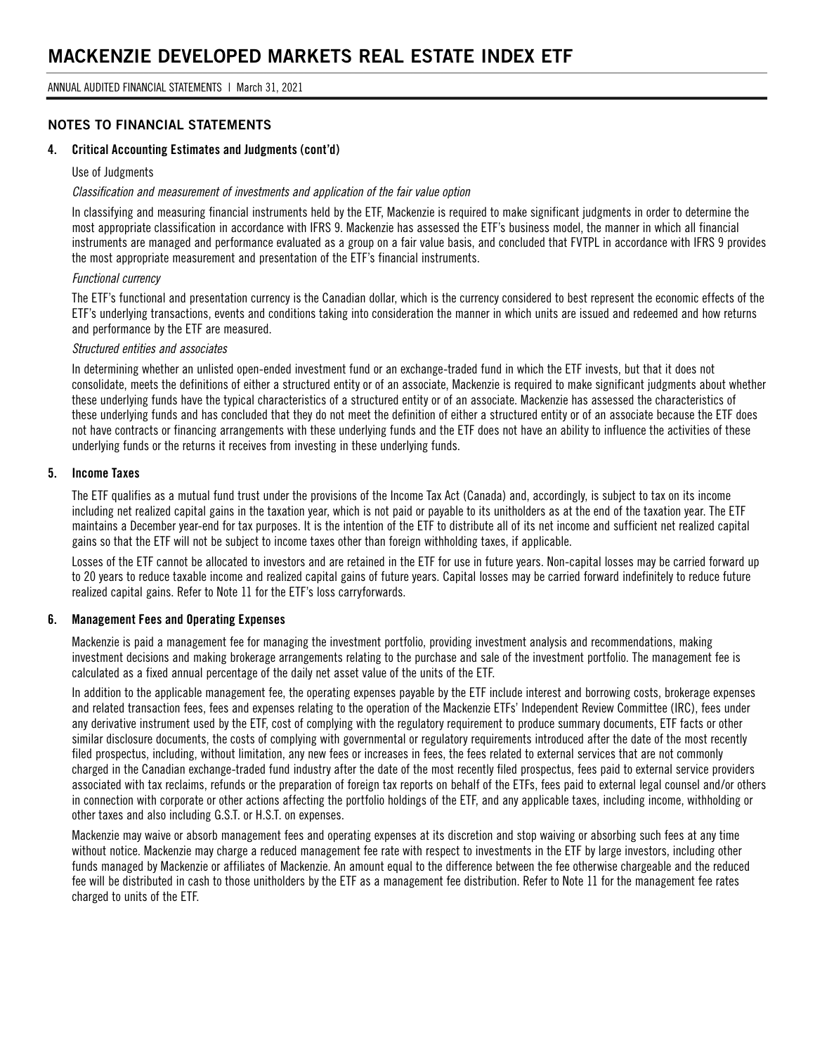## NOTES TO FINANCIAL STATEMENTS

### 4. Critical Accounting Estimates and Judgments (cont'd)

Use of Judgments

*Classification and measurement of investments and application of the fair value option*

In classifying and measuring financial instruments held by the ETF, Mackenzie is required to make significant judgments in order to determine the most appropriate classification in accordance with IFRS 9. Mackenzie has assessed the ETF's business model, the manner in which all financial instruments are managed and performance evaluated as a group on a fair value basis, and concluded that FVTPL in accordance with IFRS 9 provides the most appropriate measurement and presentation of the ETF's financial instruments.

*Functional currency*

The ETF's functional and presentation currency is the Canadian dollar, which is the currency considered to best represent the economic effects of the ETF's underlying transactions, events and conditions taking into consideration the manner in which units are issued and redeemed and how returns and performance by the ETF are measured.

*Structured entities and associates*

In determining whether an unlisted open-ended investment fund or an exchange-traded fund in which the ETF invests, but that it does not consolidate, meets the definitions of either a structured entity or of an associate, Mackenzie is required to make significant judgments about whether these underlying funds have the typical characteristics of a structured entity or of an associate. Mackenzie has assessed the characteristics of these underlying funds and has concluded that they do not meet the definition of either a structured entity or of an associate because the ETF does not have contracts or financing arrangements with these underlying funds and the ETF does not have an ability to influence the activities of these underlying funds or the returns it receives from investing in these underlying funds.

### 5. Income Taxes

The ETF qualifies as a mutual fund trust under the provisions of the Income Tax Act (Canada) and, accordingly, is subject to tax on its income including net realized capital gains in the taxation year, which is not paid or payable to its unitholders as at the end of the taxation year. The ETF maintains a December year-end for tax purposes. It is the intention of the ETF to distribute all of its net income and sufficient net realized capital gains so that the ETF will not be subject to income taxes other than foreign withholding taxes, if applicable.

Losses of the ETF cannot be allocated to investors and are retained in the ETF for use in future years. Non-capital losses may be carried forward up to 20 years to reduce taxable income and realized capital gains of future years. Capital losses may be carried forward indefinitely to reduce future realized capital gains. Refer to Note 11 for the ETF's loss carryforwards.

### 6. Management Fees and Operating Expenses

Mackenzie is paid a management fee for managing the investment portfolio, providing investment analysis and recommendations, making investment decisions and making brokerage arrangements relating to the purchase and sale of the investment portfolio. The management fee is calculated as a fixed annual percentage of the daily net asset value of the units of the ETF.

In addition to the applicable management fee, the operating expenses payable by the ETF include interest and borrowing costs, brokerage expenses and related transaction fees, fees and expenses relating to the operation of the Mackenzie ETFs' Independent Review Committee (IRC), fees under any derivative instrument used by the ETF, cost of complying with the regulatory requirement to produce summary documents, ETF facts or other similar disclosure documents, the costs of complying with governmental or regulatory requirements introduced after the date of the most recently filed prospectus, including, without limitation, any new fees or increases in fees, the fees related to external services that are not commonly charged in the Canadian exchange-traded fund industry after the date of the most recently filed prospectus, fees paid to external service providers associated with tax reclaims, refunds or the preparation of foreign tax reports on behalf of the ETFs, fees paid to external legal counsel and/or others in connection with corporate or other actions affecting the portfolio holdings of the ETF, and any applicable taxes, including income, withholding or other taxes and also including G.S.T. or H.S.T. on expenses.

Mackenzie may waive or absorb management fees and operating expenses at its discretion and stop waiving or absorbing such fees at any time without notice. Mackenzie may charge a reduced management fee rate with respect to investments in the ETF by large investors, including other funds managed by Mackenzie or affiliates of Mackenzie. An amount equal to the difference between the fee otherwise chargeable and the reduced fee will be distributed in cash to those unitholders by the ETF as a management fee distribution. Refer to Note 11 for the management fee rates charged to units of the ETF.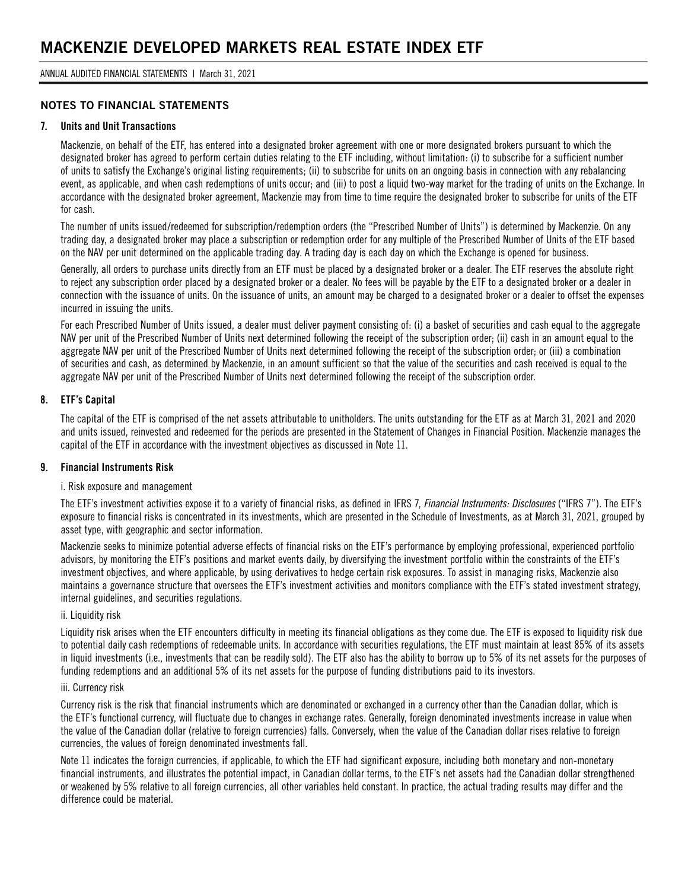## NOTES TO FINANCIAL STATEMENTS

### 7. Units and Unit Transactions

Mackenzie, on behalf of the ETF, has entered into a designated broker agreement with one or more designated brokers pursuant to which the designated broker has agreed to perform certain duties relating to the ETF including, without limitation: (i) to subscribe for a sufficient number of units to satisfy the Exchange's original listing requirements; (ii) to subscribe for units on an ongoing basis in connection with any rebalancing event, as applicable, and when cash redemptions of units occur; and (iii) to post a liquid two-way market for the trading of units on the Exchange. In accordance with the designated broker agreement, Mackenzie may from time to time require the designated broker to subscribe for units of the ETF for cash.

The number of units issued/redeemed for subscription/redemption orders (the "Prescribed Number of Units") is determined by Mackenzie. On any trading day, a designated broker may place a subscription or redemption order for any multiple of the Prescribed Number of Units of the ETF based on the NAV per unit determined on the applicable trading day. A trading day is each day on which the Exchange is opened for business.

Generally, all orders to purchase units directly from an ETF must be placed by a designated broker or a dealer. The ETF reserves the absolute right to reject any subscription order placed by a designated broker or a dealer. No fees will be payable by the ETF to a designated broker or a dealer in connection with the issuance of units. On the issuance of units, an amount may be charged to a designated broker or a dealer to offset the expenses incurred in issuing the units.

For each Prescribed Number of Units issued, a dealer must deliver payment consisting of: (i) a basket of securities and cash equal to the aggregate NAV per unit of the Prescribed Number of Units next determined following the receipt of the subscription order; (ii) cash in an amount equal to the aggregate NAV per unit of the Prescribed Number of Units next determined following the receipt of the subscription order; or (iii) a combination of securities and cash, as determined by Mackenzie, in an amount sufficient so that the value of the securities and cash received is equal to the aggregate NAV per unit of the Prescribed Number of Units next determined following the receipt of the subscription order.

### 8. ETF's Capital

The capital of the ETF is comprised of the net assets attributable to unitholders. The units outstanding for the ETF as at March 31, 2021 and 2020 and units issued, reinvested and redeemed for the periods are presented in the Statement of Changes in Financial Position. Mackenzie manages the capital of the ETF in accordance with the investment objectives as discussed in Note 11.

### 9. Financial Instruments Risk

i. Risk exposure and management

The ETF's investment activities expose it to a variety of financial risks, as defined in IFRS 7, *Financial Instruments: Disclosures* ("IFRS 7"). The ETF's exposure to financial risks is concentrated in its investments, which are presented in the Schedule of Investments, as at March 31, 2021, grouped by asset type, with geographic and sector information.

Mackenzie seeks to minimize potential adverse effects of financial risks on the ETF's performance by employing professional, experienced portfolio advisors, by monitoring the ETF's positions and market events daily, by diversifying the investment portfolio within the constraints of the ETF's investment objectives, and where applicable, by using derivatives to hedge certain risk exposures. To assist in managing risks, Mackenzie also maintains a governance structure that oversees the ETF's investment activities and monitors compliance with the ETF's stated investment strategy, internal guidelines, and securities regulations.

ii. Liquidity risk

Liquidity risk arises when the ETF encounters difficulty in meeting its financial obligations as they come due. The ETF is exposed to liquidity risk due to potential daily cash redemptions of redeemable units. In accordance with securities regulations, the ETF must maintain at least 85% of its assets in liquid investments (i.e., investments that can be readily sold). The ETF also has the ability to borrow up to 5% of its net assets for the purposes of funding redemptions and an additional 5% of its net assets for the purpose of funding distributions paid to its investors.

iii. Currency risk

Currency risk is the risk that financial instruments which are denominated or exchanged in a currency other than the Canadian dollar, which is the ETF's functional currency, will fluctuate due to changes in exchange rates. Generally, foreign denominated investments increase in value when the value of the Canadian dollar (relative to foreign currencies) falls. Conversely, when the value of the Canadian dollar rises relative to foreign currencies, the values of foreign denominated investments fall.

Note 11 indicates the foreign currencies, if applicable, to which the ETF had significant exposure, including both monetary and non-monetary financial instruments, and illustrates the potential impact, in Canadian dollar terms, to the ETF's net assets had the Canadian dollar strengthened or weakened by 5% relative to all foreign currencies, all other variables held constant. In practice, the actual trading results may differ and the difference could be material.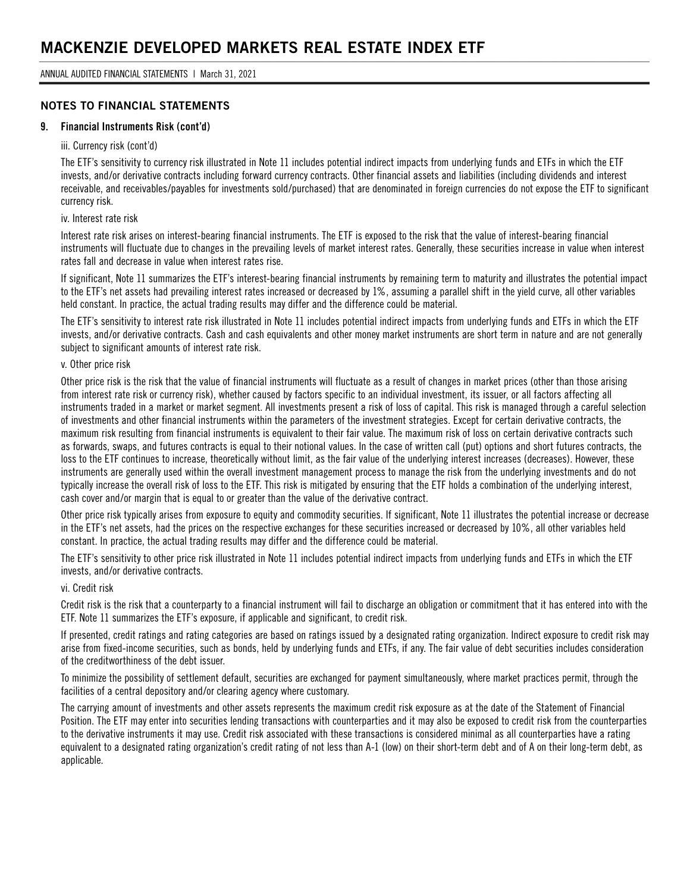## NOTES TO FINANCIAL STATEMENTS

### 9. Financial Instruments Risk (cont'd)

iii. Currency risk (cont'd)

The ETF's sensitivity to currency risk illustrated in Note 11 includes potential indirect impacts from underlying funds and ETFs in which the ETF invests, and/or derivative contracts including forward currency contracts. Other financial assets and liabilities (including dividends and interest receivable, and receivables/payables for investments sold/purchased) that are denominated in foreign currencies do not expose the ETF to significant currency risk.

iv. Interest rate risk

Interest rate risk arises on interest-bearing financial instruments. The ETF is exposed to the risk that the value of interest-bearing financial instruments will fluctuate due to changes in the prevailing levels of market interest rates. Generally, these securities increase in value when interest rates fall and decrease in value when interest rates rise.

If significant, Note 11 summarizes the ETF's interest-bearing financial instruments by remaining term to maturity and illustrates the potential impact to the ETF's net assets had prevailing interest rates increased or decreased by 1%, assuming a parallel shift in the yield curve, all other variables held constant. In practice, the actual trading results may differ and the difference could be material.

The ETF's sensitivity to interest rate risk illustrated in Note 11 includes potential indirect impacts from underlying funds and ETFs in which the ETF invests, and/or derivative contracts. Cash and cash equivalents and other money market instruments are short term in nature and are not generally subject to significant amounts of interest rate risk.

v. Other price risk

Other price risk is the risk that the value of financial instruments will fluctuate as a result of changes in market prices (other than those arising from interest rate risk or currency risk), whether caused by factors specific to an individual investment, its issuer, or all factors affecting all instruments traded in a market or market segment. All investments present a risk of loss of capital. This risk is managed through a careful selection of investments and other financial instruments within the parameters of the investment strategies. Except for certain derivative contracts, the maximum risk resulting from financial instruments is equivalent to their fair value. The maximum risk of loss on certain derivative contracts such as forwards, swaps, and futures contracts is equal to their notional values. In the case of written call (put) options and short futures contracts, the loss to the ETF continues to increase, theoretically without limit, as the fair value of the underlying interest increases (decreases). However, these instruments are generally used within the overall investment management process to manage the risk from the underlying investments and do not typically increase the overall risk of loss to the ETF. This risk is mitigated by ensuring that the ETF holds a combination of the underlying interest, cash cover and/or margin that is equal to or greater than the value of the derivative contract.

Other price risk typically arises from exposure to equity and commodity securities. If significant, Note 11 illustrates the potential increase or decrease in the ETF's net assets, had the prices on the respective exchanges for these securities increased or decreased by 10%, all other variables held constant. In practice, the actual trading results may differ and the difference could be material.

The ETF's sensitivity to other price risk illustrated in Note 11 includes potential indirect impacts from underlying funds and ETFs in which the ETF invests, and/or derivative contracts.

vi. Credit risk

Credit risk is the risk that a counterparty to a financial instrument will fail to discharge an obligation or commitment that it has entered into with the ETF. Note 11 summarizes the ETF's exposure, if applicable and significant, to credit risk.

If presented, credit ratings and rating categories are based on ratings issued by a designated rating organization. Indirect exposure to credit risk may arise from fixed-income securities, such as bonds, held by underlying funds and ETFs, if any. The fair value of debt securities includes consideration of the creditworthiness of the debt issuer.

To minimize the possibility of settlement default, securities are exchanged for payment simultaneously, where market practices permit, through the facilities of a central depository and/or clearing agency where customary.

The carrying amount of investments and other assets represents the maximum credit risk exposure as at the date of the Statement of Financial Position. The ETF may enter into securities lending transactions with counterparties and it may also be exposed to credit risk from the counterparties to the derivative instruments it may use. Credit risk associated with these transactions is considered minimal as all counterparties have a rating equivalent to a designated rating organization's credit rating of not less than A-1 (low) on their short-term debt and of A on their long-term debt, as applicable.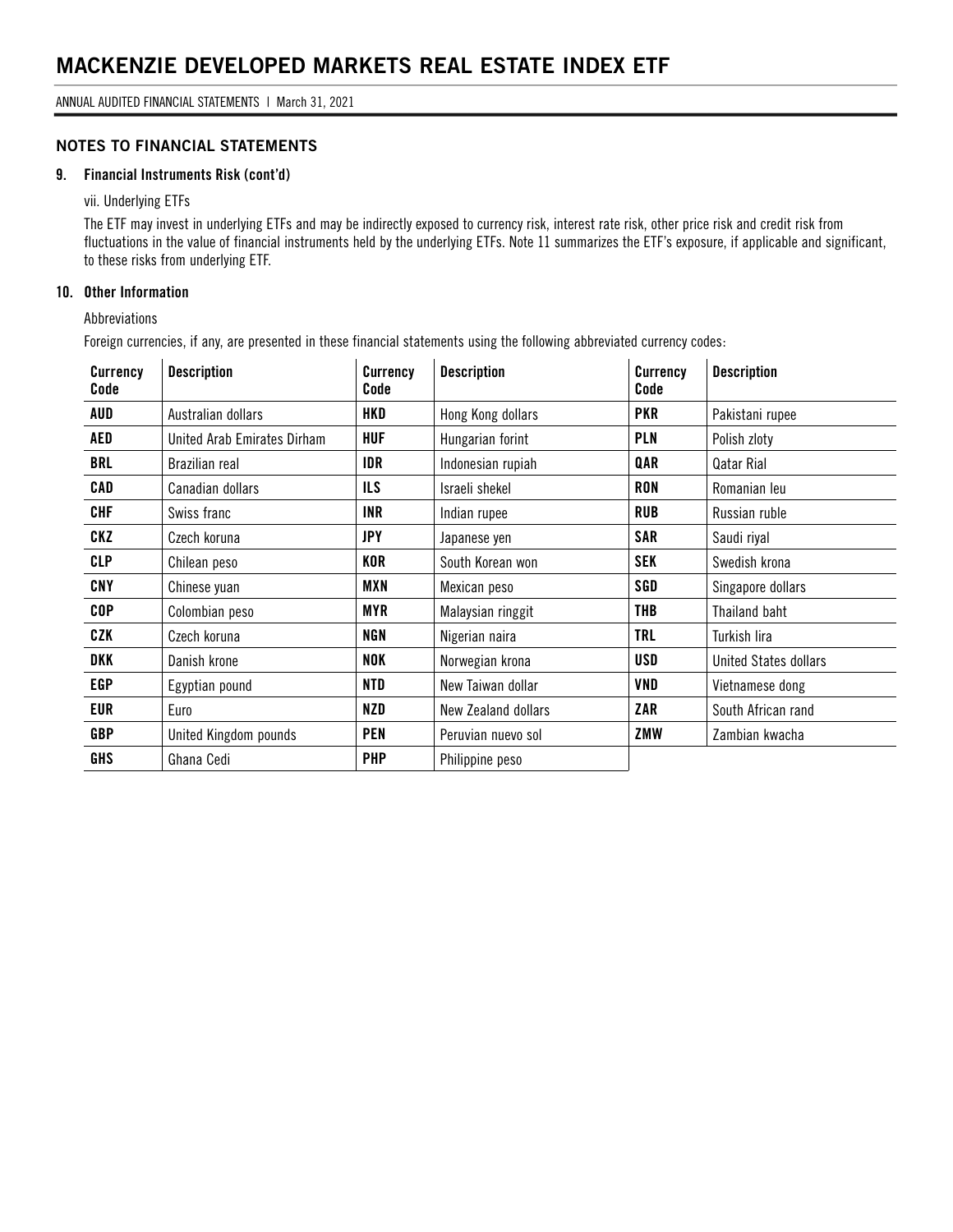# MACKENZIE DEVELOPED MARKETS REAL ESTATE INDEX ETF

ANNUAL AUDITED FINANCIAL STATEMENTS | March 31, 2021

## NOTES TO FINANCIAL STATEMENTS

### 9. Financial Instruments Risk (cont'd)

vii. Underlying ETFs

The ETF may invest in underlying ETFs and may be indirectly exposed to currency risk, interest rate risk, other price risk and credit risk from fluctuations in the value of financial instruments held by the underlying ETFs. Note 11 summarizes the ETF's exposure, if applicable and significant, to these risks from underlying ETF.

### 10. Other Information

Abbreviations

Foreign currencies, if any, are presented in these financial statements using the following abbreviated currency codes:

| Currency Code | Description | Currency Code | Description | Currency Code | Description |
|---|---|---|---|---|---|
| **AUD** | Australian dollars | **HKD** | Hong Kong dollars | **PKR** | Pakistani rupee |
| **AED** | United Arab Emirates Dirham | **HUF** | Hungarian forint | **PLN** | Polish zloty |
| **BRL** | Brazilian real | **IDR** | Indonesian rupiah | **QAR** | Qatar Rial |
| **CAD** | Canadian dollars | **ILS** | Israeli shekel | **RON** | Romanian leu |
| **CHF** | Swiss franc | **INR** | Indian rupee | **RUB** | Russian ruble |
| **CKZ** | Czech koruna | **JPY** | Japanese yen | **SAR** | Saudi riyal |
| **CLP** | Chilean peso | **KOR** | South Korean won | **SEK** | Swedish krona |
| **CNY** | Chinese yuan | **MXN** | Mexican peso | **SGD** | Singapore dollars |
| **COP** | Colombian peso | **MYR** | Malaysian ringgit | **THB** | Thailand baht |
| **CZK** | Czech koruna | **NGN** | Nigerian naira | **TRL** | Turkish lira |
| **DKK** | Danish krone | **NOK** | Norwegian krona | **USD** | United States dollars |
| **EGP** | Egyptian pound | **NTD** | New Taiwan dollar | **VND** | Vietnamese dong |
| **EUR** | Euro | **NZD** | New Zealand dollars | **ZAR** | South African rand |
| **GBP** | United Kingdom pounds | **PEN** | Peruvian nuevo sol | **ZMW** | Zambian kwacha |
| **GHS** | Ghana Cedi | **PHP** | Philippine peso | | |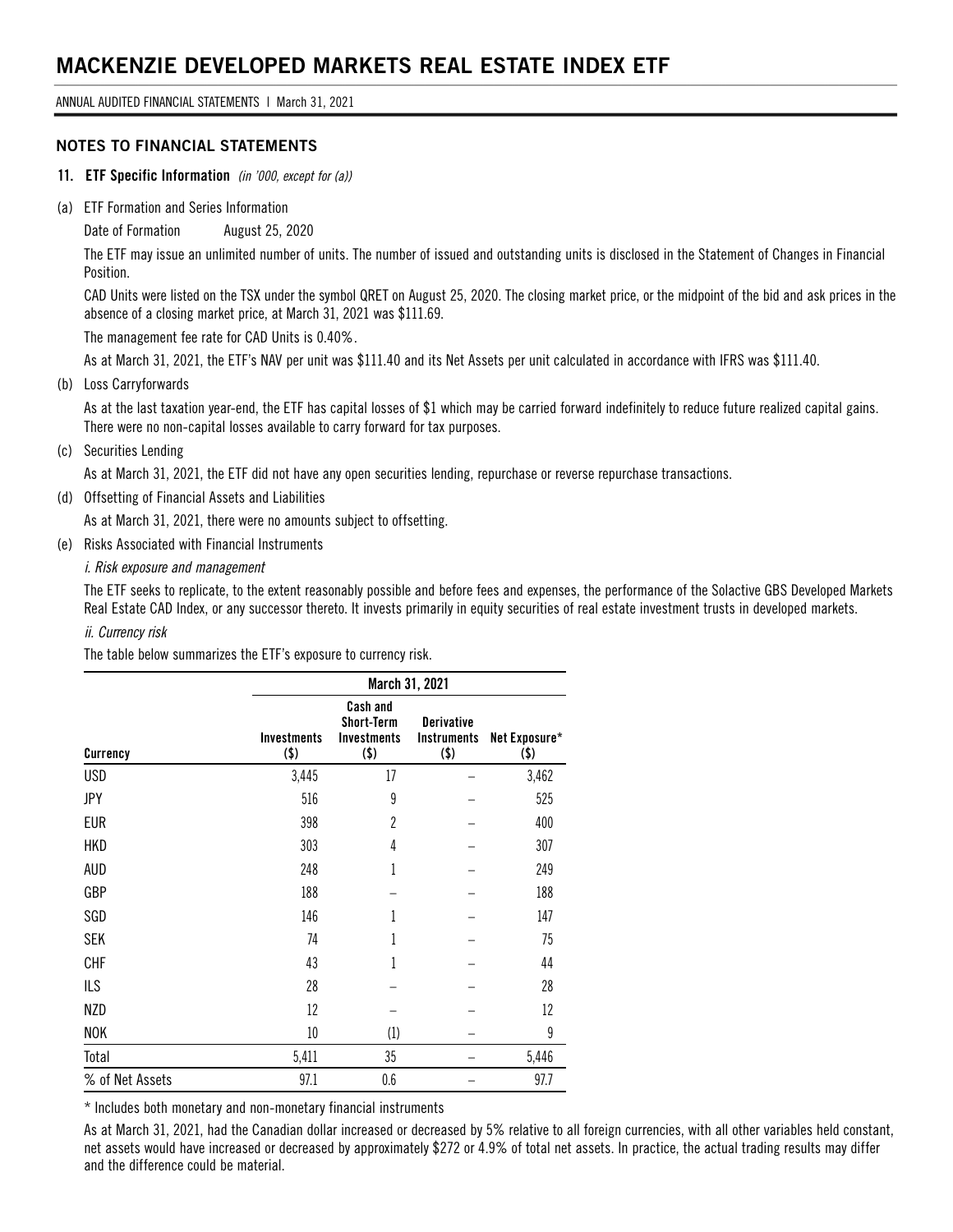# MACKENZIE DEVELOPED MARKETS REAL ESTATE INDEX ETF

ANNUAL AUDITED FINANCIAL STATEMENTS | March 31, 2021

## NOTES TO FINANCIAL STATEMENTS

### 11. ETF Specific Information *(in '000, except for (a))*

(a) ETF Formation and Series Information

Date of Formation August 25, 2020

The ETF may issue an unlimited number of units. The number of issued and outstanding units is disclosed in the Statement of Changes in Financial Position.

CAD Units were listed on the TSX under the symbol QRET on August 25, 2020. The closing market price, or the midpoint of the bid and ask prices in the absence of a closing market price, at March 31, 2021 was $111.69.

The management fee rate for CAD Units is 0.40%.

As at March 31, 2021, the ETF's NAV per unit was $111.40 and its Net Assets per unit calculated in accordance with IFRS was $111.40.

(b) Loss Carryforwards

As at the last taxation year-end, the ETF has capital losses of $1 which may be carried forward indefinitely to reduce future realized capital gains. There were no non-capital losses available to carry forward for tax purposes.

(c) Securities Lending

As at March 31, 2021, the ETF did not have any open securities lending, repurchase or reverse repurchase transactions.

(d) Offsetting of Financial Assets and Liabilities

As at March 31, 2021, there were no amounts subject to offsetting.

(e) Risks Associated with Financial Instruments

*i. Risk exposure and management*

The ETF seeks to replicate, to the extent reasonably possible and before fees and expenses, the performance of the Solactive GBS Developed Markets Real Estate CAD Index, or any successor thereto. It invests primarily in equity securities of real estate investment trusts in developed markets.

*ii. Currency risk*

The table below summarizes the ETF's exposure to currency risk.

| | March 31, 2021 | | | |
|---|---|---|---|---|
| Currency | Investments ($) | Cash and Short-Term Investments ($) | Derivative Instruments ($) | Net Exposure* ($) |
| USD | 3,445 | 17 | – | 3,462 |
| JPY | 516 | 9 | – | 525 |
| EUR | 398 | 2 | – | 400 |
| HKD | 303 | 4 | – | 307 |
| AUD | 248 | 1 | – | 249 |
| GBP | 188 | – | – | 188 |
| SGD | 146 | 1 | – | 147 |
| SEK | 74 | 1 | – | 75 |
| CHF | 43 | 1 | – | 44 |
| ILS | 28 | – | – | 28 |
| NZD | 12 | – | – | 12 |
| NOK | 10 | (1) | – | 9 |
| Total | 5,411 | 35 | – | 5,446 |
| % of Net Assets | 97.1 | 0.6 | – | 97.7 |

\* Includes both monetary and non-monetary financial instruments

As at March 31, 2021, had the Canadian dollar increased or decreased by 5% relative to all foreign currencies, with all other variables held constant, net assets would have increased or decreased by approximately $272 or 4.9% of total net assets. In practice, the actual trading results may differ and the difference could be material.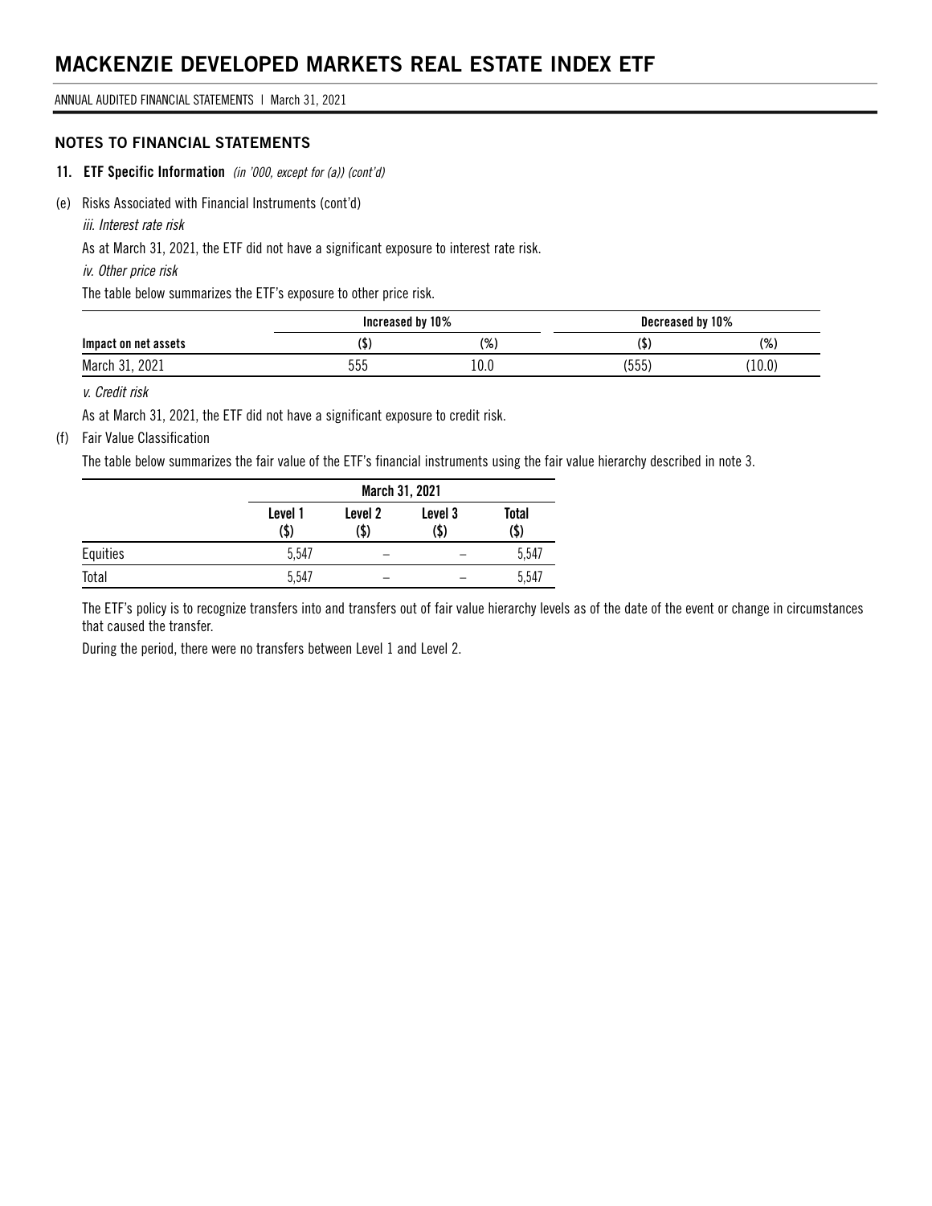## NOTES TO FINANCIAL STATEMENTS

**11. ETF Specific Information** *(in '000, except for (a)) (cont'd)*

(e) Risks Associated with Financial Instruments (cont'd)

*iii. Interest rate risk*

As at March 31, 2021, the ETF did not have a significant exposure to interest rate risk.

*iv. Other price risk*

The table below summarizes the ETF's exposure to other price risk.

| | Increased by 10% | | Decreased by 10% | |
|---|---|---|---|---|
| **Impact on net assets** | **($)** | **(%)** | **($)** | **(%)** |
| March 31, 2021 | 555 | 10.0 | (555) | (10.0) |

*v. Credit risk*

As at March 31, 2021, the ETF did not have a significant exposure to credit risk.

(f) Fair Value Classification

The table below summarizes the fair value of the ETF's financial instruments using the fair value hierarchy described in note 3.

| | March 31, 2021 | | | |
|---|---|---|---|---|
| | **Level 1 ($)** | **Level 2 ($)** | **Level 3 ($)** | **Total ($)** |
| Equities | 5,547 | – | – | 5,547 |
| Total | 5,547 | – | – | 5,547 |

The ETF's policy is to recognize transfers into and transfers out of fair value hierarchy levels as of the date of the event or change in circumstances that caused the transfer.

During the period, there were no transfers between Level 1 and Level 2.